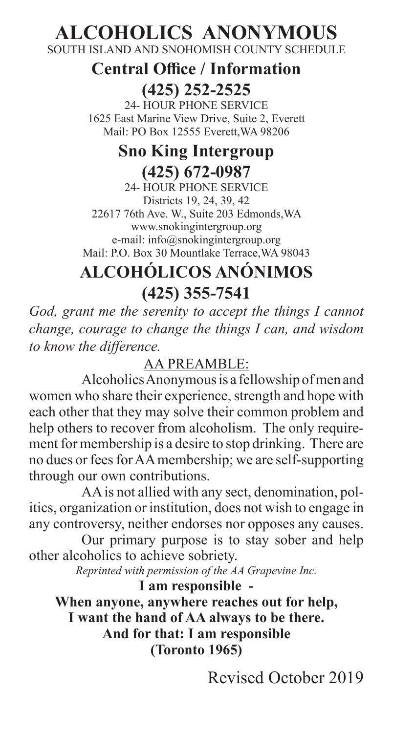# ALCOHOLICS ANONYMOUS

SOUTH ISLAND AND SNOHOMISH COUNTY SCHEDULE

## Central Office / Information

## (425) 252-2525

24- HOUR PHONE SERVICE
1625 East Marine View Drive, Suite 2, Everett
Mail: PO Box 12555 Everett,WA 98206

## Sno King Intergroup

## (425) 672-0987

24- HOUR PHONE SERVICE
Districts 19, 24, 39, 42
22617 76th Ave. W., Suite 203 Edmonds,WA
www.snokingintergroup.org
e-mail: info@snokingintergroup.org
Mail: P.O. Box 30 Mountlake Terrace,WA 98043

# ALCOHÓLICOS ANÓNIMOS

## (425) 355-7541

*God, grant me the serenity to accept the things I cannot change, courage to change the things I can, and wisdom to know the difference.*

AA PREAMBLE:

Alcoholics Anonymous is a fellowship of men and women who share their experience, strength and hope with each other that they may solve their common problem and help others to recover from alcoholism. The only requirement for membership is a desire to stop drinking. There are no dues or fees for AA membership; we are self-supporting through our own contributions.

AA is not allied with any sect, denomination, politics, organization or institution, does not wish to engage in any controversy, neither endorses nor opposes any causes.

Our primary purpose is to stay sober and help other alcoholics to achieve sobriety.

*Reprinted with permission of the AA Grapevine Inc.*

**I am responsible -**
**When anyone, anywhere reaches out for help,**
**I want the hand of AA always to be there.**
**And for that: I am responsible**
**(Toronto 1965)**

Revised October 2019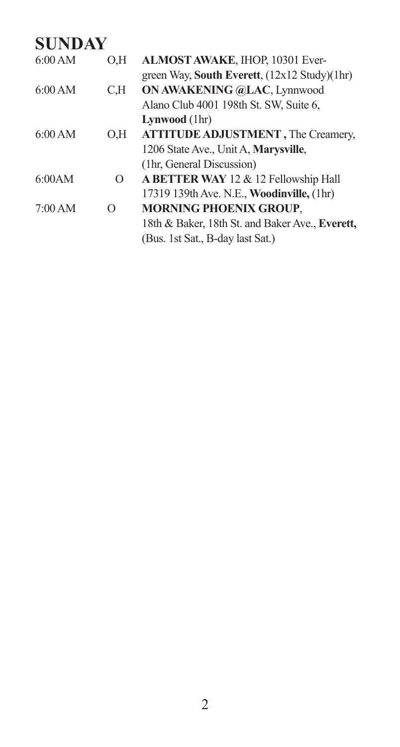## SUNDAY

| | | |
|---|---|---|
| 6:00 AM | O,H | **ALMOST AWAKE**, IHOP, 10301 Evergreen Way, **South Everett**, (12x12 Study)(1hr) |
| 6:00 AM | C,H | **ON AWAKENING @LAC**, Lynnwood Alano Club 4001 198th St. SW, Suite 6, **Lynwood** (1hr) |
| 6:00 AM | O,H | **ATTITUDE ADJUSTMENT ,** The Creamery, 1206 State Ave., Unit A, **Marysville**, (1hr, General Discussion) |
| 6:00AM | O | **A BETTER WAY** 12 & 12 Fellowship Hall 17319 139th Ave. N.E., **Woodinville,** (1hr) |
| 7:00 AM | O | **MORNING PHOENIX GROUP**, 18th & Baker, 18th St. and Baker Ave., **Everett,** (Bus. 1st Sat., B-day last Sat.) |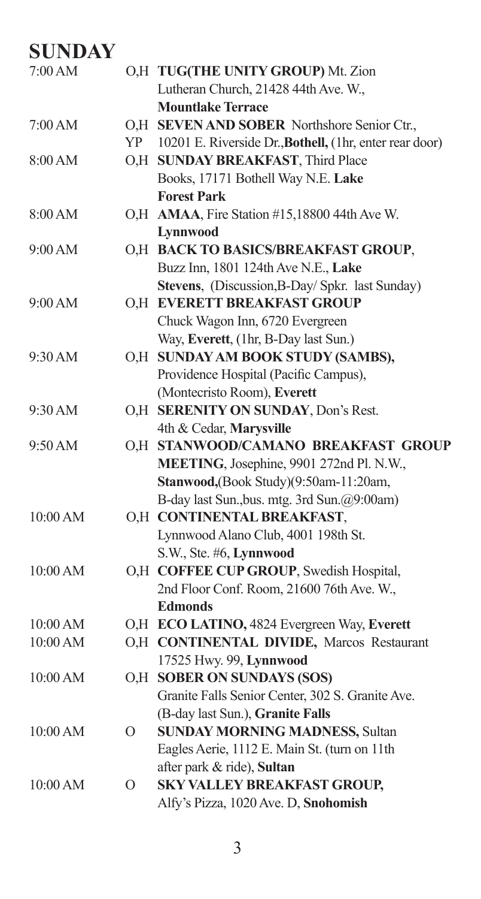# SUNDAY

| Time | Type | Meeting |
|---|---|---|
| 7:00 AM | O,H | **TUG(THE UNITY GROUP)** Mt. Zion Lutheran Church, 21428 44th Ave. W., **Mountlake Terrace** |
| 7:00 AM | O,H YP | **SEVEN AND SOBER** Northshore Senior Ctr., 10201 E. Riverside Dr., **Bothell,** (1hr, enter rear door) |
| 8:00 AM | O,H | **SUNDAY BREAKFAST**, Third Place Books, 17171 Bothell Way N.E. **Lake Forest Park** |
| 8:00 AM | O,H | **AMAA**, Fire Station #15,18800 44th Ave W. **Lynnwood** |
| 9:00 AM | O,H | **BACK TO BASICS/BREAKFAST GROUP**, Buzz Inn, 1801 124th Ave N.E., **Lake Stevens**, (Discussion,B-Day/ Spkr. last Sunday) |
| 9:00 AM | O,H | **EVERETT BREAKFAST GROUP** Chuck Wagon Inn, 6720 Evergreen Way, **Everett**, (1hr, B-Day last Sun.) |
| 9:30 AM | O,H | **SUNDAY AM BOOK STUDY (SAMBS),** Providence Hospital (Pacific Campus), (Montecristo Room), **Everett** |
| 9:30 AM | O,H | **SERENITY ON SUNDAY**, Don's Rest. 4th & Cedar, **Marysville** |
| 9:50 AM | O,H | **STANWOOD/CAMANO BREAKFAST GROUP MEETING**, Josephine, 9901 272nd Pl. N.W., **Stanwood,**(Book Study)(9:50am-11:20am, B-day last Sun.,bus. mtg. 3rd Sun.@9:00am) |
| 10:00 AM | O,H | **CONTINENTAL BREAKFAST**, Lynnwood Alano Club, 4001 198th St. S.W., Ste. #6, **Lynnwood** |
| 10:00 AM | O,H | **COFFEE CUP GROUP**, Swedish Hospital, 2nd Floor Conf. Room, 21600 76th Ave. W., **Edmonds** |
| 10:00 AM | O,H | **ECO LATINO,** 4824 Evergreen Way, **Everett** |
| 10:00 AM | O,H | **CONTINENTAL DIVIDE,** Marcos Restaurant 17525 Hwy. 99, **Lynnwood** |
| 10:00 AM | O,H | **SOBER ON SUNDAYS (SOS)** Granite Falls Senior Center, 302 S. Granite Ave. (B-day last Sun.), **Granite Falls** |
| 10:00 AM | O | **SUNDAY MORNING MADNESS,** Sultan Eagles Aerie, 1112 E. Main St. (turn on 11th after park & ride), **Sultan** |
| 10:00 AM | O | **SKY VALLEY BREAKFAST GROUP,** Alfy's Pizza, 1020 Ave. D, **Snohomish** |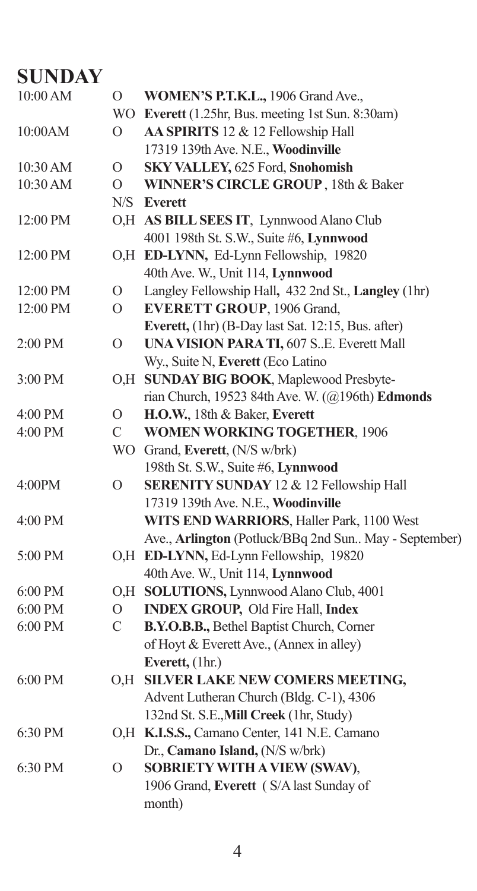# SUNDAY

| Time | Type | Meeting |
|---|---|---|
| 10:00 AM | O WO | **WOMEN'S P.T.K.L.,** 1906 Grand Ave., **Everett** (1.25hr, Bus. meeting 1st Sun. 8:30am) |
| 10:00AM | O | **AA SPIRITS** 12 & 12 Fellowship Hall 17319 139th Ave. N.E., **Woodinville** |
| 10:30 AM | O | **SKY VALLEY,** 625 Ford, **Snohomish** |
| 10:30 AM | O N/S | **WINNER'S CIRCLE GROUP** , 18th & Baker **Everett** |
| 12:00 PM | O,H | **AS BILL SEES IT**, Lynnwood Alano Club 4001 198th St. S.W., Suite #6, **Lynnwood** |
| 12:00 PM | O,H | **ED-LYNN,** Ed-Lynn Fellowship, 19820 40th Ave. W., Unit 114, **Lynnwood** |
| 12:00 PM | O | Langley Fellowship Hall**,** 432 2nd St., **Langley** (1hr) |
| 12:00 PM | O | **EVERETT GROUP**, 1906 Grand, **Everett,** (1hr) (B-Day last Sat. 12:15, Bus. after) |
| 2:00 PM | O | **UNA VISION PARA TI,** 607 S..E. Everett Mall Wy., Suite N, **Everett** (Eco Latino |
| 3:00 PM | O,H | **SUNDAY BIG BOOK**, Maplewood Presbyterian Church, 19523 84th Ave. W. (@196th) **Edmonds** |
| 4:00 PM | O | **H.O.W.**, 18th & Baker, **Everett** |
| 4:00 PM | C WO | **WOMEN WORKING TOGETHER**, 1906 Grand, **Everett**, (N/S w/brk) 198th St. S.W., Suite #6, **Lynnwood** |
| 4:00PM | O | **SERENITY SUNDAY** 12 & 12 Fellowship Hall 17319 139th Ave. N.E., **Woodinville** |
| 4:00 PM | | **WITS END WARRIORS**, Haller Park, 1100 West Ave., **Arlington** (Potluck/BBq 2nd Sun.. May - September) |
| 5:00 PM | O,H | **ED-LYNN,** Ed-Lynn Fellowship, 19820 40th Ave. W., Unit 114, **Lynnwood** |
| 6:00 PM | O,H | **SOLUTIONS,** Lynnwood Alano Club, 4001 |
| 6:00 PM | O | **INDEX GROUP,** Old Fire Hall, **Index** |
| 6:00 PM | C | **B.Y.O.B.B.,** Bethel Baptist Church, Corner of Hoyt & Everett Ave., (Annex in alley) **Everett,** (1hr.) |
| 6:00 PM | O,H | **SILVER LAKE NEW COMERS MEETING,** Advent Lutheran Church (Bldg. C-1), 4306 132nd St. S.E.,**Mill Creek** (1hr, Study) |
| 6:30 PM | O,H | **K.I.S.S.,** Camano Center, 141 N.E. Camano Dr., **Camano Island,** (N/S w/brk) |
| 6:30 PM | O | **SOBRIETY WITH A VIEW (SWAV)**, 1906 Grand, **Everett** ( S/A last Sunday of month) |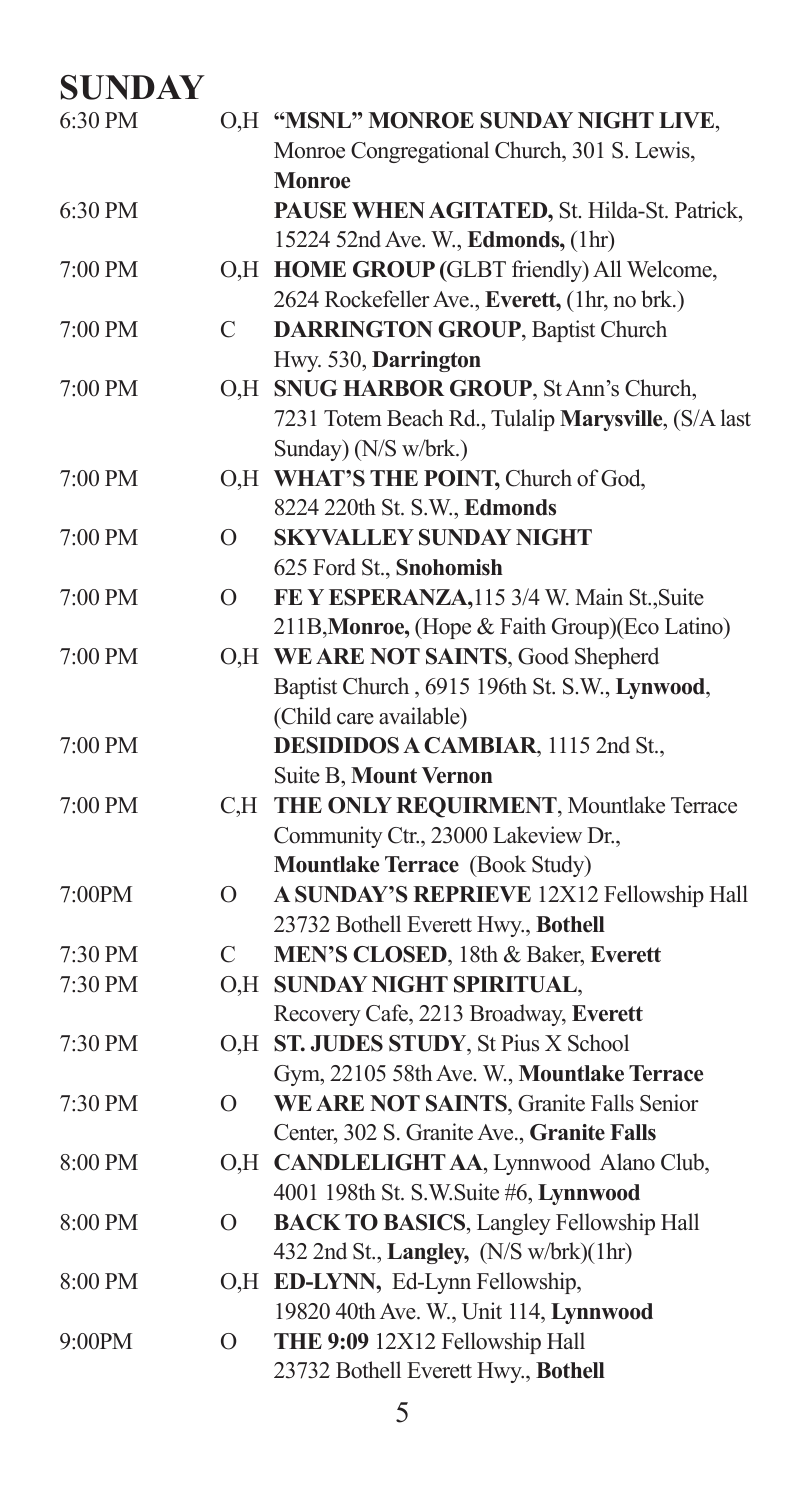# SUNDAY

| Time | Type | Meeting |
|---|---|---|
| 6:30 PM | O,H | **"MSNL" MONROE SUNDAY NIGHT LIVE**, Monroe Congregational Church, 301 S. Lewis, **Monroe** |
| 6:30 PM | | **PAUSE WHEN AGITATED,** St. Hilda-St. Patrick, 15224 52nd Ave. W., **Edmonds,** (1hr) |
| 7:00 PM | O,H | **HOME GROUP (**GLBT friendly) All Welcome, 2624 Rockefeller Ave., **Everett,** (1hr, no brk.) |
| 7:00 PM | C | **DARRINGTON GROUP**, Baptist Church Hwy. 530, **Darrington** |
| 7:00 PM | O,H | **SNUG HARBOR GROUP**, St Ann's Church, 7231 Totem Beach Rd., Tulalip **Marysville**, (S/A last Sunday) (N/S w/brk.) |
| 7:00 PM | O,H | **WHAT'S THE POINT,** Church of God, 8224 220th St. S.W., **Edmonds** |
| 7:00 PM | O | **SKYVALLEY SUNDAY NIGHT** 625 Ford St., **Snohomish** |
| 7:00 PM | O | **FE Y ESPERANZA,**115 3/4 W. Main St.,Suite 211B,**Monroe,** (Hope & Faith Group)(Eco Latino) |
| 7:00 PM | O,H | **WE ARE NOT SAINTS**, Good Shepherd Baptist Church , 6915 196th St. S.W., **Lynwood**, (Child care available) |
| 7:00 PM | | **DESIDIDOS A CAMBIAR**, 1115 2nd St., Suite B, **Mount Vernon** |
| 7:00 PM | C,H | **THE ONLY REQUIRMENT**, Mountlake Terrace Community Ctr., 23000 Lakeview Dr., **Mountlake Terrace** (Book Study) |
| 7:00PM | O | **A SUNDAY'S REPRIEVE** 12X12 Fellowship Hall 23732 Bothell Everett Hwy., **Bothell** |
| 7:30 PM | C | **MEN'S CLOSED**, 18th & Baker, **Everett** |
| 7:30 PM | O,H | **SUNDAY NIGHT SPIRITUAL**, Recovery Cafe, 2213 Broadway, **Everett** |
| 7:30 PM | O,H | **ST. JUDES STUDY**, St Pius X School Gym, 22105 58th Ave. W., **Mountlake Terrace** |
| 7:30 PM | O | **WE ARE NOT SAINTS**, Granite Falls Senior Center, 302 S. Granite Ave., **Granite Falls** |
| 8:00 PM | O,H | **CANDLELIGHT AA**, Lynnwood Alano Club, 4001 198th St. S.W.Suite #6, **Lynnwood** |
| 8:00 PM | O | **BACK TO BASICS**, Langley Fellowship Hall 432 2nd St., **Langley,** (N/S w/brk)(1hr) |
| 8:00 PM | O,H | **ED-LYNN,** Ed-Lynn Fellowship, 19820 40th Ave. W., Unit 114, **Lynnwood** |
| 9:00PM | O | **THE 9:09** 12X12 Fellowship Hall 23732 Bothell Everett Hwy., **Bothell** |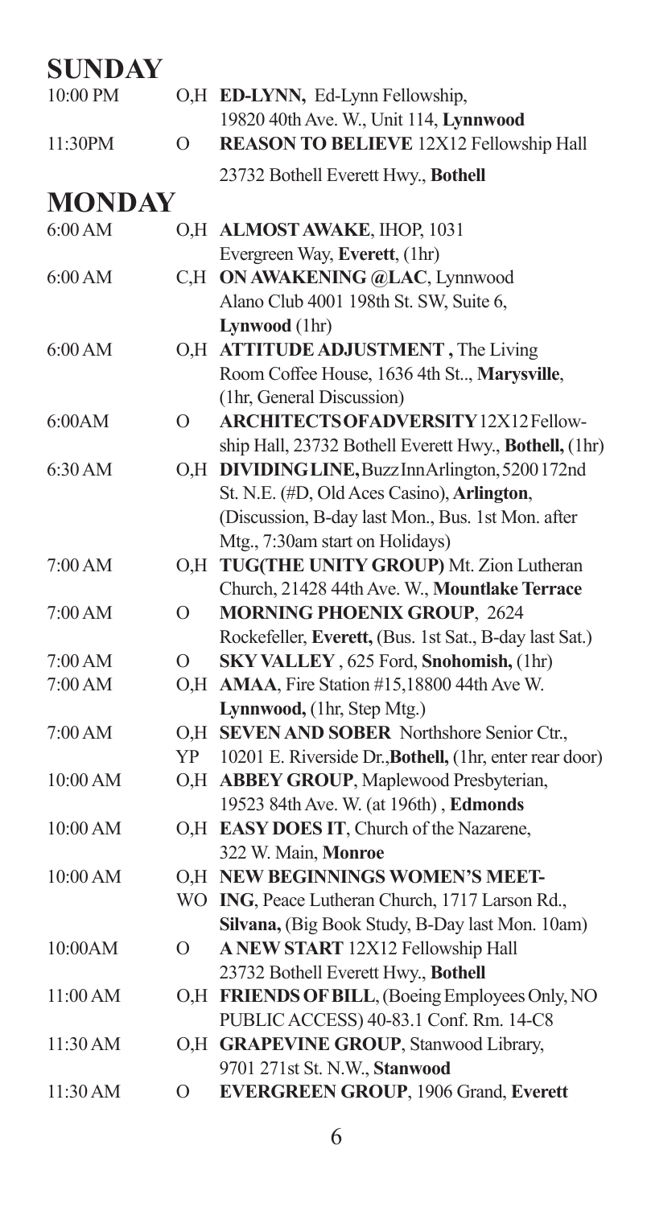## SUNDAY

| | | |
|---|---|---|
| 10:00 PM | O,H | **ED-LYNN,** Ed-Lynn Fellowship, 19820 40th Ave. W., Unit 114, **Lynnwood** |
| 11:30PM | O | **REASON TO BELIEVE** 12X12 Fellowship Hall 23732 Bothell Everett Hwy., **Bothell** |

## MONDAY

| | | |
|---|---|---|
| 6:00 AM | O,H | **ALMOST AWAKE**, IHOP, 1031 Evergreen Way, **Everett**, (1hr) |
| 6:00 AM | C,H | **ON AWAKENING @LAC**, Lynnwood Alano Club 4001 198th St. SW, Suite 6, **Lynwood** (1hr) |
| 6:00 AM | O,H | **ATTITUDE ADJUSTMENT ,** The Living Room Coffee House, 1636 4th St.., **Marysville**, (1hr, General Discussion) |
| 6:00AM | O | **ARCHITECTS OF ADVERSITY** 12X12 Fellowship Hall, 23732 Bothell Everett Hwy., **Bothell,** (1hr) |
| 6:30 AM | O,H | **DIVIDING LINE,** Buzz Inn Arlington, 5200 172nd St. N.E. (#D, Old Aces Casino), **Arlington**, (Discussion, B-day last Mon., Bus. 1st Mon. after Mtg., 7:30am start on Holidays) |
| 7:00 AM | O,H | **TUG(THE UNITY GROUP)** Mt. Zion Lutheran Church, 21428 44th Ave. W., **Mountlake Terrace** |
| 7:00 AM | O | **MORNING PHOENIX GROUP**, 2624 Rockefeller, **Everett,** (Bus. 1st Sat., B-day last Sat.) |
| 7:00 AM | O | **SKY VALLEY** , 625 Ford, **Snohomish,** (1hr) |
| 7:00 AM | O,H | **AMAA**, Fire Station #15,18800 44th Ave W. **Lynnwood,** (1hr, Step Mtg.) |
| 7:00 AM | O,H YP | **SEVEN AND SOBER** Northshore Senior Ctr., 10201 E. Riverside Dr.,**Bothell,** (1hr, enter rear door) |
| 10:00 AM | O,H | **ABBEY GROUP**, Maplewood Presbyterian, 19523 84th Ave. W. (at 196th) , **Edmonds** |
| 10:00 AM | O,H | **EASY DOES IT**, Church of the Nazarene, 322 W. Main, **Monroe** |
| 10:00 AM | O,H WO | **NEW BEGINNINGS WOMEN'S MEETING**, Peace Lutheran Church, 1717 Larson Rd., **Silvana,** (Big Book Study, B-Day last Mon. 10am) |
| 10:00AM | O | **A NEW START** 12X12 Fellowship Hall 23732 Bothell Everett Hwy., **Bothell** |
| 11:00 AM | O,H | **FRIENDS OF BILL**, (Boeing Employees Only, NO PUBLIC ACCESS) 40-83.1 Conf. Rm. 14-C8 |
| 11:30 AM | O,H | **GRAPEVINE GROUP**, Stanwood Library, 9701 271st St. N.W., **Stanwood** |
| 11:30 AM | O | **EVERGREEN GROUP**, 1906 Grand, **Everett** |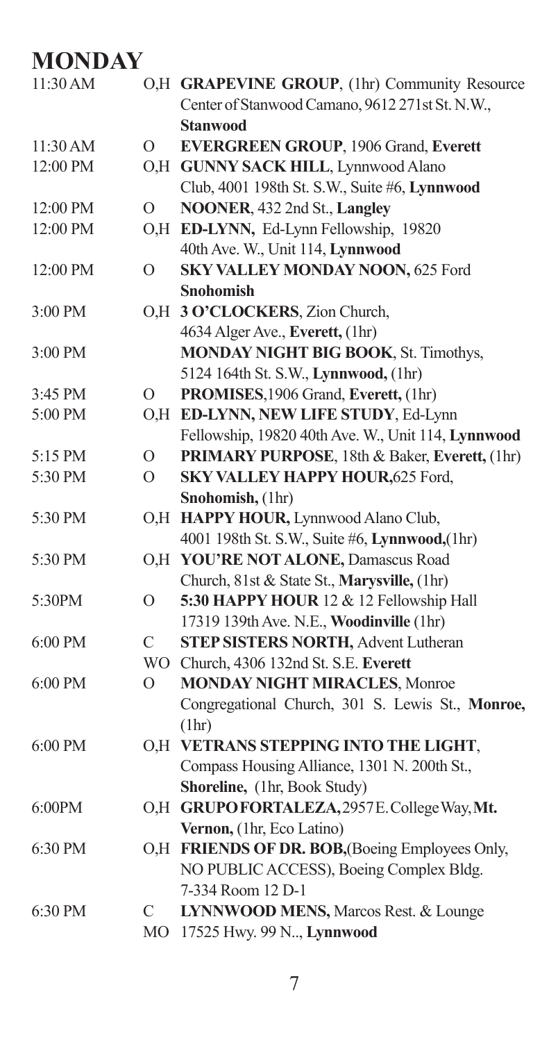# MONDAY

| Time | Code | Meeting |
|---|---|---|
| 11:30 AM | O,H | **GRAPEVINE GROUP**, (1hr) Community Resource Center of Stanwood Camano, 9612 271st St. N.W., **Stanwood** |
| 11:30 AM | O | **EVERGREEN GROUP**, 1906 Grand, **Everett** |
| 12:00 PM | O,H | **GUNNY SACK HILL**, Lynnwood Alano Club, 4001 198th St. S.W., Suite #6, **Lynnwood** |
| 12:00 PM | O | **NOONER**, 432 2nd St., **Langley** |
| 12:00 PM | O,H | **ED-LYNN,** Ed-Lynn Fellowship, 19820 40th Ave. W., Unit 114, **Lynnwood** |
| 12:00 PM | O | **SKY VALLEY MONDAY NOON,** 625 Ford **Snohomish** |
| 3:00 PM | O,H | **3 O'CLOCKERS**, Zion Church, 4634 Alger Ave., **Everett,** (1hr) |
| 3:00 PM | | **MONDAY NIGHT BIG BOOK**, St. Timothys, 5124 164th St. S.W., **Lynnwood,** (1hr) |
| 3:45 PM | O | **PROMISES**,1906 Grand, **Everett,** (1hr) |
| 5:00 PM | O,H | **ED-LYNN, NEW LIFE STUDY**, Ed-Lynn Fellowship, 19820 40th Ave. W., Unit 114, **Lynnwood** |
| 5:15 PM | O | **PRIMARY PURPOSE**, 18th & Baker, **Everett,** (1hr) |
| 5:30 PM | O | **SKY VALLEY HAPPY HOUR,**625 Ford, **Snohomish,** (1hr) |
| 5:30 PM | O,H | **HAPPY HOUR,** Lynnwood Alano Club, 4001 198th St. S.W., Suite #6, **Lynnwood,**(1hr) |
| 5:30 PM | O,H | **YOU'RE NOT ALONE,** Damascus Road Church, 81st & State St., **Marysville,** (1hr) |
| 5:30PM | O | **5:30 HAPPY HOUR** 12 & 12 Fellowship Hall 17319 139th Ave. N.E., **Woodinville** (1hr) |
| 6:00 PM | C WO | **STEP SISTERS NORTH,** Advent Lutheran Church, 4306 132nd St. S.E. **Everett** |
| 6:00 PM | O | **MONDAY NIGHT MIRACLES**, Monroe Congregational Church, 301 S. Lewis St., **Monroe,** (1hr) |
| 6:00 PM | O,H | **VETRANS STEPPING INTO THE LIGHT**, Compass Housing Alliance, 1301 N. 200th St., **Shoreline,** (1hr, Book Study) |
| 6:00PM | O,H | **GRUPO FORTALEZA,**2957 E. College Way, **Mt. Vernon,** (1hr, Eco Latino) |
| 6:30 PM | O,H | **FRIENDS OF DR. BOB,**(Boeing Employees Only, NO PUBLIC ACCESS), Boeing Complex Bldg. 7-334 Room 12 D-1 |
| 6:30 PM | C MO | **LYNNWOOD MENS,** Marcos Rest. & Lounge 17525 Hwy. 99 N.., **Lynnwood** |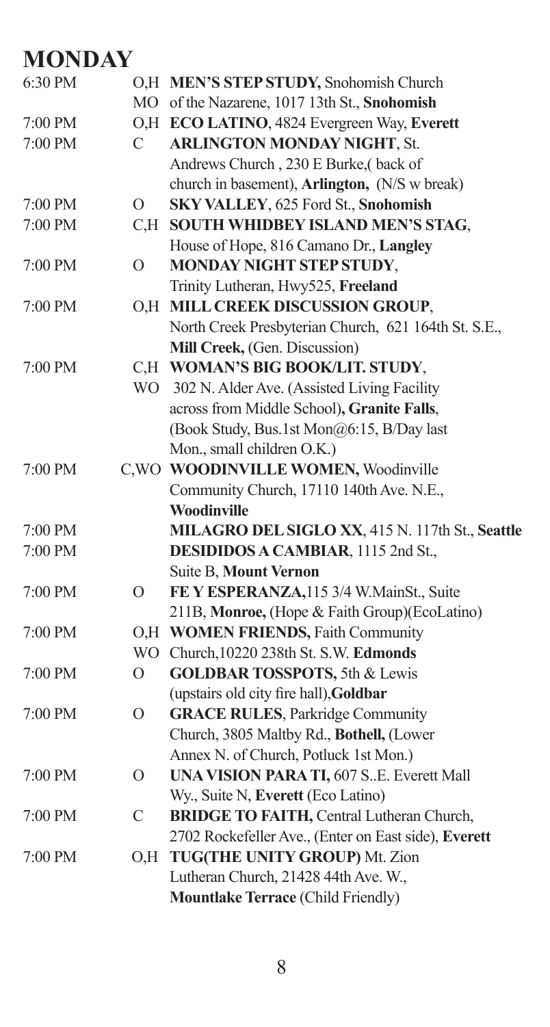# MONDAY

| Time | Code | Meeting |
|---|---|---|
| 6:30 PM | O,H MO | **MEN'S STEP STUDY,** Snohomish Church of the Nazarene, 1017 13th St., **Snohomish** |
| 7:00 PM | O,H | **ECO LATINO**, 4824 Evergreen Way, **Everett** |
| 7:00 PM | C | **ARLINGTON MONDAY NIGHT**, St. Andrews Church , 230 E Burke,( back of church in basement), **Arlington,** (N/S w break) |
| 7:00 PM | O | **SKY VALLEY**, 625 Ford St., **Snohomish** |
| 7:00 PM | C,H | **SOUTH WHIDBEY ISLAND MEN'S STAG**, House of Hope, 816 Camano Dr., **Langley** |
| 7:00 PM | O | **MONDAY NIGHT STEP STUDY**, Trinity Lutheran, Hwy525, **Freeland** |
| 7:00 PM | O,H | **MILL CREEK DISCUSSION GROUP**, North Creek Presbyterian Church, 621 164th St. S.E., **Mill Creek,** (Gen. Discussion) |
| 7:00 PM | C,H WO | **WOMAN'S BIG BOOK/LIT. STUDY**, 302 N. Alder Ave. (Assisted Living Facility across from Middle School)**, Granite Falls**, (Book Study, Bus.1st Mon@6:15, B/Day last Mon., small children O.K.) |
| 7:00 PM | C,WO | **WOODINVILLE WOMEN,** Woodinville Community Church, 17110 140th Ave. N.E., **Woodinville** |
| 7:00 PM | | **MILAGRO DEL SIGLO XX**, 415 N. 117th St., **Seattle** |
| 7:00 PM | | **DESIDIDOS A CAMBIAR**, 1115 2nd St., Suite B, **Mount Vernon** |
| 7:00 PM | O | **FE Y ESPERANZA,**115 3/4 W.MainSt., Suite 211B, **Monroe,** (Hope & Faith Group)(EcoLatino) |
| 7:00 PM | O,H WO | **WOMEN FRIENDS,** Faith Community Church,10220 238th St. S.W. **Edmonds** |
| 7:00 PM | O | **GOLDBAR TOSSPOTS,** 5th & Lewis (upstairs old city fire hall),**Goldbar** |
| 7:00 PM | O | **GRACE RULES**, Parkridge Community Church, 3805 Maltby Rd., **Bothell,** (Lower Annex N. of Church, Potluck 1st Mon.) |
| 7:00 PM | O | **UNA VISION PARA TI,** 607 S..E. Everett Mall Wy., Suite N, **Everett** (Eco Latino) |
| 7:00 PM | C | **BRIDGE TO FAITH,** Central Lutheran Church, 2702 Rockefeller Ave., (Enter on East side), **Everett** |
| 7:00 PM | O,H | **TUG(THE UNITY GROUP)** Mt. Zion Lutheran Church, 21428 44th Ave. W., **Mountlake Terrace** (Child Friendly) |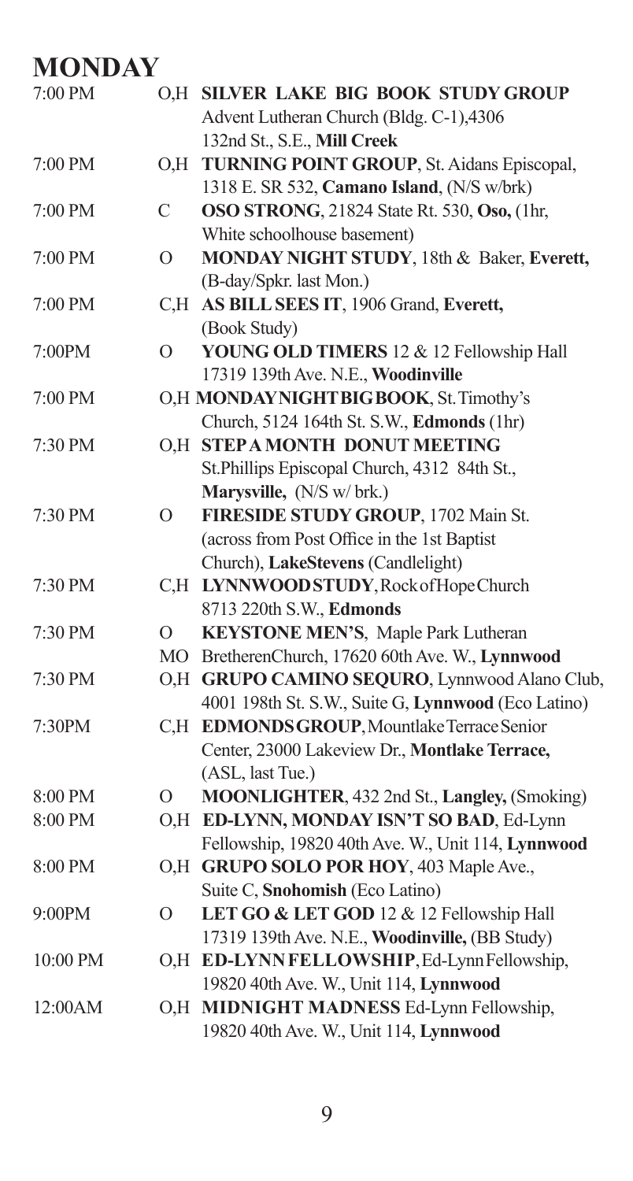# MONDAY

| Time | Type | Meeting |
|---|---|---|
| 7:00 PM | O,H | **SILVER LAKE BIG BOOK STUDY GROUP** Advent Lutheran Church (Bldg. C-1),4306 132nd St., S.E., **Mill Creek** |
| 7:00 PM | O,H | **TURNING POINT GROUP**, St. Aidans Episcopal, 1318 E. SR 532, **Camano Island**, (N/S w/brk) |
| 7:00 PM | C | **OSO STRONG**, 21824 State Rt. 530, **Oso,** (1hr, White schoolhouse basement) |
| 7:00 PM | O | **MONDAY NIGHT STUDY**, 18th & Baker, **Everett,** (B-day/Spkr. last Mon.) |
| 7:00 PM | C,H | **AS BILL SEES IT**, 1906 Grand, **Everett,** (Book Study) |
| 7:00PM | O | **YOUNG OLD TIMERS** 12 & 12 Fellowship Hall 17319 139th Ave. N.E., **Woodinville** |
| 7:00 PM | O,H | **MONDAY NIGHT BIG BOOK**, St. Timothy's Church, 5124 164th St. S.W., **Edmonds** (1hr) |
| 7:30 PM | O,H | **STEP A MONTH DONUT MEETING** St.Phillips Episcopal Church, 4312 84th St., **Marysville,** (N/S w/ brk.) |
| 7:30 PM | O | **FIRESIDE STUDY GROUP**, 1702 Main St. (across from Post Office in the 1st Baptist Church), **LakeStevens** (Candlelight) |
| 7:30 PM | C,H | **LYNNWOOD STUDY**, Rock of Hope Church 8713 220th S.W., **Edmonds** |
| 7:30 PM | O MO | **KEYSTONE MEN'S**, Maple Park Lutheran BretherenChurch, 17620 60th Ave. W., **Lynnwood** |
| 7:30 PM | O,H | **GRUPO CAMINO SEQURO**, Lynnwood Alano Club, 4001 198th St. S.W., Suite G, **Lynnwood** (Eco Latino) |
| 7:30PM | C,H | **EDMONDS GROUP**, Mountlake Terrace Senior Center, 23000 Lakeview Dr., **Montlake Terrace,** (ASL, last Tue.) |
| 8:00 PM | O | **MOONLIGHTER**, 432 2nd St., **Langley,** (Smoking) |
| 8:00 PM | O,H | **ED-LYNN, MONDAY ISN'T SO BAD**, Ed-Lynn Fellowship, 19820 40th Ave. W., Unit 114, **Lynnwood** |
| 8:00 PM | O,H | **GRUPO SOLO POR HOY**, 403 Maple Ave., Suite C, **Snohomish** (Eco Latino) |
| 9:00PM | O | **LET GO & LET GOD** 12 & 12 Fellowship Hall 17319 139th Ave. N.E., **Woodinville,** (BB Study) |
| 10:00 PM | O,H | **ED-LYNN FELLOWSHIP**, Ed-Lynn Fellowship, 19820 40th Ave. W., Unit 114, **Lynnwood** |
| 12:00AM | O,H | **MIDNIGHT MADNESS** Ed-Lynn Fellowship, 19820 40th Ave. W., Unit 114, **Lynnwood** |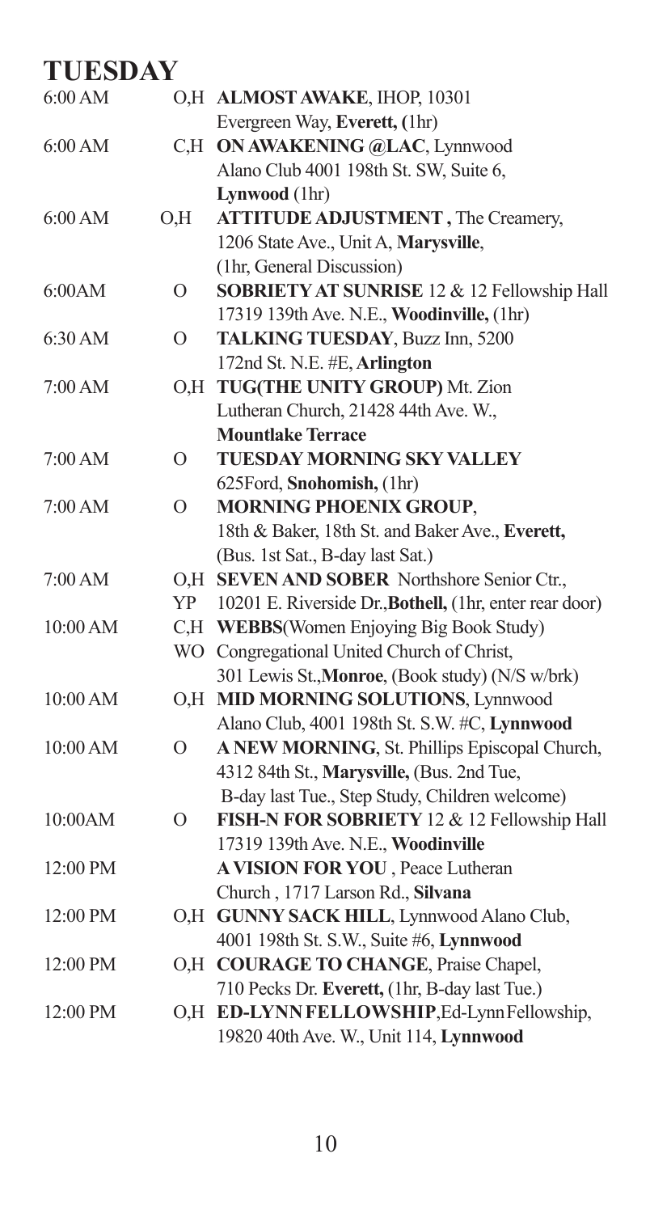# TUESDAY

| Time | Type | Meeting |
|---|---|---|
| 6:00 AM | O,H | **ALMOST AWAKE**, IHOP, 10301 Evergreen Way, **Everett, (**1hr) |
| 6:00 AM | C,H | **ON AWAKENING @LAC**, Lynnwood Alano Club 4001 198th St. SW, Suite 6, **Lynwood** (1hr) |
| 6:00 AM | O,H | **ATTITUDE ADJUSTMENT ,** The Creamery, 1206 State Ave., Unit A, **Marysville**, (1hr, General Discussion) |
| 6:00AM | O | **SOBRIETY AT SUNRISE** 12 & 12 Fellowship Hall 17319 139th Ave. N.E., **Woodinville,** (1hr) |
| 6:30 AM | O | **TALKING TUESDAY**, Buzz Inn, 5200 172nd St. N.E. #E, **Arlington** |
| 7:00 AM | O,H | **TUG(THE UNITY GROUP)** Mt. Zion Lutheran Church, 21428 44th Ave. W., **Mountlake Terrace** |
| 7:00 AM | O | **TUESDAY MORNING SKY VALLEY** 625Ford, **Snohomish,** (1hr) |
| 7:00 AM | O | **MORNING PHOENIX GROUP**, 18th & Baker, 18th St. and Baker Ave., **Everett,** (Bus. 1st Sat., B-day last Sat.) |
| 7:00 AM | O,H YP | **SEVEN AND SOBER** Northshore Senior Ctr., 10201 E. Riverside Dr.,**Bothell,** (1hr, enter rear door) |
| 10:00 AM | C,H WO | **WEBBS**(Women Enjoying Big Book Study) Congregational United Church of Christ, 301 Lewis St.,**Monroe**, (Book study) (N/S w/brk) |
| 10:00 AM | O,H | **MID MORNING SOLUTIONS**, Lynnwood Alano Club, 4001 198th St. S.W. #C, **Lynnwood** |
| 10:00 AM | O | **A NEW MORNING**, St. Phillips Episcopal Church, 4312 84th St., **Marysville,** (Bus. 2nd Tue, B-day last Tue., Step Study, Children welcome) |
| 10:00AM | O | **FISH-N FOR SOBRIETY** 12 & 12 Fellowship Hall 17319 139th Ave. N.E., **Woodinville** |
| 12:00 PM | | **A VISION FOR YOU** , Peace Lutheran Church , 1717 Larson Rd., **Silvana** |
| 12:00 PM | O,H | **GUNNY SACK HILL**, Lynnwood Alano Club, 4001 198th St. S.W., Suite #6, **Lynnwood** |
| 12:00 PM | O,H | **COURAGE TO CHANGE**, Praise Chapel, 710 Pecks Dr. **Everett,** (1hr, B-day last Tue.) |
| 12:00 PM | O,H | **ED-LYNN FELLOWSHIP**,Ed-Lynn Fellowship, 19820 40th Ave. W., Unit 114, **Lynnwood** |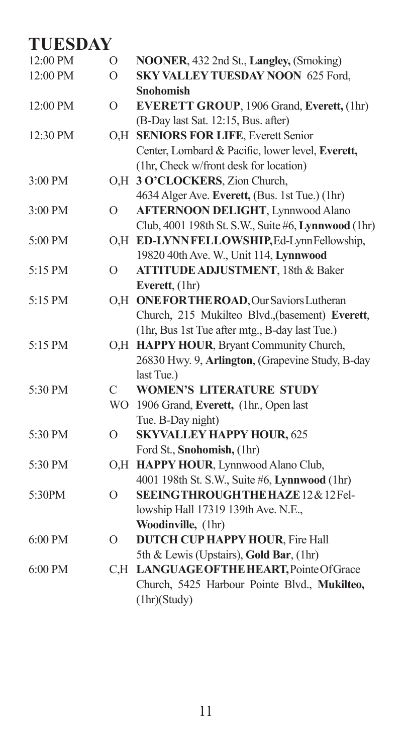# TUESDAY

| Time | Type | Meeting |
|---|---|---|
| 12:00 PM | O | **NOONER**, 432 2nd St., **Langley,** (Smoking) |
| 12:00 PM | O | **SKY VALLEY TUESDAY NOON** 625 Ford, **Snohomish** |
| 12:00 PM | O | **EVERETT GROUP**, 1906 Grand, **Everett,** (1hr) (B-Day last Sat. 12:15, Bus. after) |
| 12:30 PM | O,H | **SENIORS FOR LIFE**, Everett Senior Center, Lombard & Pacific, lower level, **Everett,** (1hr, Check w/front desk for location) |
| 3:00 PM | O,H | **3 O'CLOCKERS**, Zion Church, 4634 Alger Ave. **Everett,** (Bus. 1st Tue.) (1hr) |
| 3:00 PM | O | **AFTERNOON DELIGHT**, Lynnwood Alano Club, 4001 198th St. S.W., Suite #6, **Lynnwood** (1hr) |
| 5:00 PM | O,H | **ED-LYNN FELLOWSHIP,** Ed-Lynn Fellowship, 19820 40th Ave. W., Unit 114, **Lynnwood** |
| 5:15 PM | O | **ATTITUDE ADJUSTMENT**, 18th & Baker **Everett**, (1hr) |
| 5:15 PM | O,H | **ONE FOR THE ROAD**, Our Saviors Lutheran Church, 215 Mukilteo Blvd.,(basement) **Everett**, (1hr, Bus 1st Tue after mtg., B-day last Tue.) |
| 5:15 PM | O,H | **HAPPY HOUR**, Bryant Community Church, 26830 Hwy. 9, **Arlington**, (Grapevine Study, B-day last Tue.) |
| 5:30 PM | C WO | **WOMEN'S LITERATURE STUDY** 1906 Grand, **Everett,** (1hr., Open last Tue. B-Day night) |
| 5:30 PM | O | **SKYVALLEY HAPPY HOUR,** 625 Ford St., **Snohomish,** (1hr) |
| 5:30 PM | O,H | **HAPPY HOUR**, Lynnwood Alano Club, 4001 198th St. S.W., Suite #6, **Lynnwood** (1hr) |
| 5:30PM | O | **SEEING THROUGH THE HAZE** 12 & 12 Fellowship Hall 17319 139th Ave. N.E., **Woodinville,** (1hr) |
| 6:00 PM | O | **DUTCH CUP HAPPY HOUR**, Fire Hall 5th & Lewis (Upstairs), **Gold Bar**, (1hr) |
| 6:00 PM | C,H | **LANGUAGE OF THE HEART,** Pointe Of Grace Church, 5425 Harbour Pointe Blvd., **Mukilteo,** (1hr)(Study) |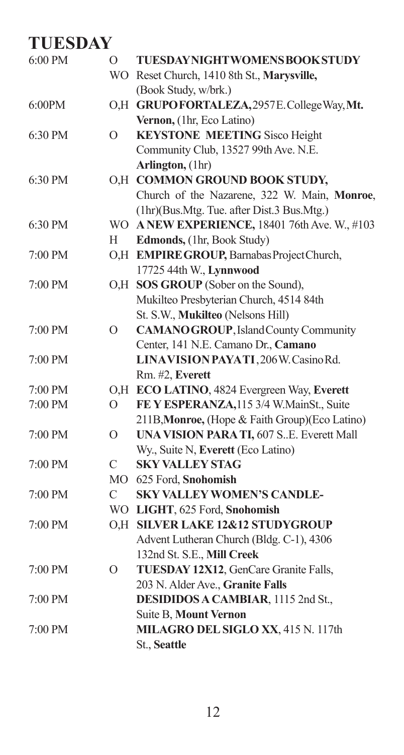# TUESDAY

| | | |
|---|---|---|
| 6:00 PM | O WO | **TUESDAYNIGHTWOMENSBOOKSTUDY** Reset Church, 1410 8th St., **Marysville,** (Book Study, w/brk.) |
| 6:00PM | O,H | **GRUPOFORTALEZA,**2957E.CollegeWay,**Mt. Vernon,** (1hr, Eco Latino) |
| 6:30 PM | O | **KEYSTONE MEETING** Sisco Height Community Club, 13527 99th Ave. N.E. **Arlington,** (1hr) |
| 6:30 PM | O,H | **COMMON GROUND BOOK STUDY,** Church of the Nazarene, 322 W. Main, **Monroe**, (1hr)(Bus.Mtg. Tue. after Dist.3 Bus.Mtg.) |
| 6:30 PM | WO H | **A NEW EXPERIENCE,** 18401 76th Ave. W., #103 **Edmonds,** (1hr, Book Study) |
| 7:00 PM | O,H | **EMPIREGROUP,** BarnabasProjectChurch, 17725 44th W., **Lynnwood** |
| 7:00 PM | O,H | **SOS GROUP** (Sober on the Sound), Mukilteo Presbyterian Church, 4514 84th St. S.W., **Mukilteo** (Nelsons Hill) |
| 7:00 PM | O | **CAMANOGROUP**, IslandCounty Community Center, 141 N.E. Camano Dr., **Camano** |
| 7:00 PM | | **LINAVISION PAYATI**, 206W.CasinoRd. Rm. #2, **Everett** |
| 7:00 PM | O,H | **ECO LATINO**, 4824 Evergreen Way, **Everett** |
| 7:00 PM | O | **FE Y ESPERANZA,**115 3/4 W.MainSt., Suite 211B,**Monroe,** (Hope & Faith Group)(Eco Latino) |
| 7:00 PM | O | **UNA VISION PARA TI,** 607 S..E. Everett Mall Wy., Suite N, **Everett** (Eco Latino) |
| 7:00 PM | C MO | **SKY VALLEY STAG** 625 Ford, **Snohomish** |
| 7:00 PM | C WO | **SKY VALLEY WOMEN'S CANDLE-LIGHT**, 625 Ford, **Snohomish** |
| 7:00 PM | O,H | **SILVER LAKE 12&12 STUDYGROUP** Advent Lutheran Church (Bldg. C-1), 4306 132nd St. S.E., **Mill Creek** |
| 7:00 PM | O | **TUESDAY 12X12**, GenCare Granite Falls, 203 N. Alder Ave., **Granite Falls** |
| 7:00 PM | | **DESIDIDOS A CAMBIAR**, 1115 2nd St., Suite B, **Mount Vernon** |
| 7:00 PM | | **MILAGRO DEL SIGLO XX**, 415 N. 117th St., **Seattle** |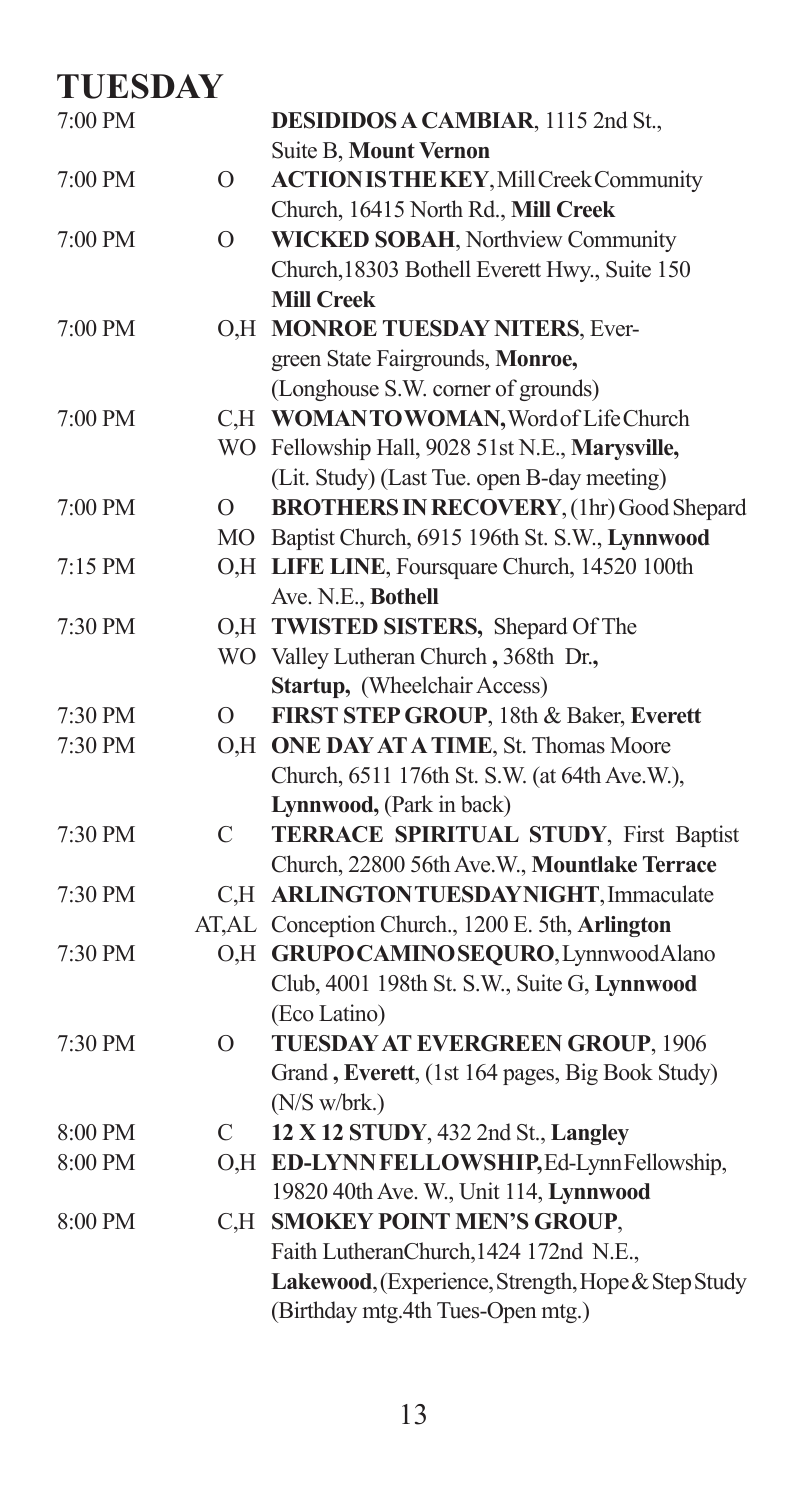# TUESDAY

| Time | Code | Meeting |
|---|---|---|
| 7:00 PM | | **DESIDIDOS A CAMBIAR**, 1115 2nd St., Suite B, **Mount Vernon** |
| 7:00 PM | O | **ACTION IS THE KEY**, Mill Creek Community Church, 16415 North Rd., **Mill Creek** |
| 7:00 PM | O | **WICKED SOBAH**, Northview Community Church, 18303 Bothell Everett Hwy., Suite 150 **Mill Creek** |
| 7:00 PM | O,H | **MONROE TUESDAY NITERS**, Evergreen State Fairgrounds, **Monroe,** (Longhouse S.W. corner of grounds) |
| 7:00 PM | C,H WO | **WOMAN TO WOMAN,** Word of Life Church Fellowship Hall, 9028 51st N.E., **Marysville,** (Lit. Study) (Last Tue. open B-day meeting) |
| 7:00 PM | O MO | **BROTHERS IN RECOVERY**, (1hr) Good Shepard Baptist Church, 6915 196th St. S.W., **Lynnwood** |
| 7:15 PM | O,H | **LIFE LINE**, Foursquare Church, 14520 100th Ave. N.E., **Bothell** |
| 7:30 PM | O,H WO | **TWISTED SISTERS,** Shepard Of The Valley Lutheran Church **,** 368th Dr**., Startup,** (Wheelchair Access) |
| 7:30 PM | O | **FIRST STEP GROUP**, 18th & Baker, **Everett** |
| 7:30 PM | O,H | **ONE DAY AT A TIME**, St. Thomas Moore Church, 6511 176th St. S.W. (at 64th Ave.W.), **Lynnwood,** (Park in back) |
| 7:30 PM | C | **TERRACE SPIRITUAL STUDY**, First Baptist Church, 22800 56th Ave.W., **Mountlake Terrace** |
| 7:30 PM | C,H AT,AL | **ARLINGTON TUESDAY NIGHT**, Immaculate Conception Church., 1200 E. 5th, **Arlington** |
| 7:30 PM | O,H | **GRUPO CAMINO SEQURO**, Lynnwood Alano Club, 4001 198th St. S.W., Suite G, **Lynnwood** (Eco Latino) |
| 7:30 PM | O | **TUESDAY AT EVERGREEN GROUP**, 1906 Grand **, Everett**, (1st 164 pages, Big Book Study) (N/S w/brk.) |
| 8:00 PM | C | **12 X 12 STUDY**, 432 2nd St., **Langley** |
| 8:00 PM | O,H | **ED-LYNN FELLOWSHIP,** Ed-Lynn Fellowship, 19820 40th Ave. W., Unit 114, **Lynnwood** |
| 8:00 PM | C,H | **SMOKEY POINT MEN'S GROUP**, Faith Lutheran Church, 1424 172nd N.E., **Lakewood**, (Experience, Strength, Hope & Step Study (Birthday mtg.4th Tues-Open mtg.) |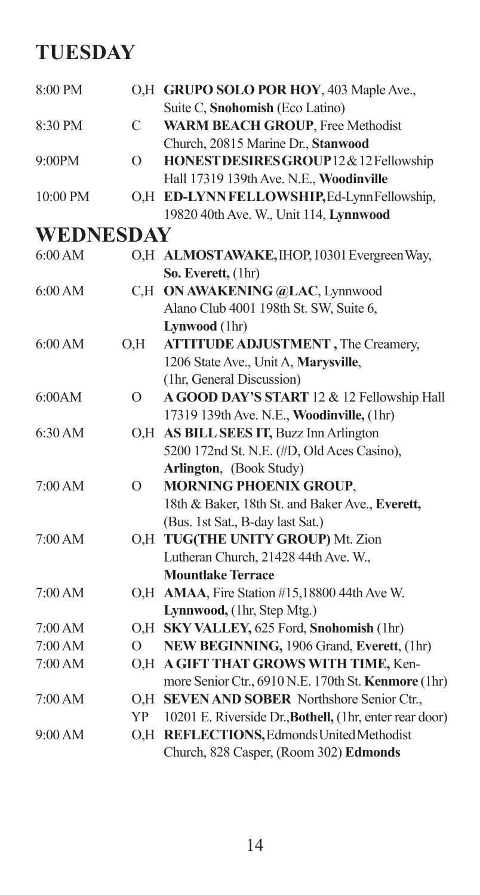## TUESDAY

| | | |
|---|---|---|
| 8:00 PM | O,H | **GRUPO SOLO POR HOY**, 403 Maple Ave., Suite C, **Snohomish** (Eco Latino) |
| 8:30 PM | C | **WARM BEACH GROUP**, Free Methodist Church, 20815 Marine Dr., **Stanwood** |
| 9:00PM | O | **HONEST DESIRES GROUP** 12 & 12 Fellowship Hall 17319 139th Ave. N.E., **Woodinville** |
| 10:00 PM | O,H | **ED-LYNN FELLOWSHIP,** Ed-Lynn Fellowship, 19820 40th Ave. W., Unit 114, **Lynnwood** |

## WEDNESDAY

| | | |
|---|---|---|
| 6:00 AM | O,H | **ALMOST AWAKE,** IHOP, 10301 Evergreen Way, **So. Everett,** (1hr) |
| 6:00 AM | C,H | **ON AWAKENING @LAC**, Lynnwood Alano Club 4001 198th St. SW, Suite 6, **Lynwood** (1hr) |
| 6:00 AM | O,H | **ATTITUDE ADJUSTMENT ,** The Creamery, 1206 State Ave., Unit A, **Marysville**, (1hr, General Discussion) |
| 6:00AM | O | **A GOOD DAY'S START** 12 & 12 Fellowship Hall 17319 139th Ave. N.E., **Woodinville,** (1hr) |
| 6:30 AM | O,H | **AS BILL SEES IT,** Buzz Inn Arlington 5200 172nd St. N.E. (#D, Old Aces Casino), **Arlington**, (Book Study) |
| 7:00 AM | O | **MORNING PHOENIX GROUP**, 18th & Baker, 18th St. and Baker Ave., **Everett,** (Bus. 1st Sat., B-day last Sat.) |
| 7:00 AM | O,H | **TUG(THE UNITY GROUP)** Mt. Zion Lutheran Church, 21428 44th Ave. W., **Mountlake Terrace** |
| 7:00 AM | O,H | **AMAA**, Fire Station #15,18800 44th Ave W. **Lynnwood,** (1hr, Step Mtg.) |
| 7:00 AM | O,H | **SKY VALLEY,** 625 Ford, **Snohomish** (1hr) |
| 7:00 AM | O | **NEW BEGINNING,** 1906 Grand, **Everett**, (1hr) |
| 7:00 AM | O,H | **A GIFT THAT GROWS WITH TIME,** Kenmore Senior Ctr., 6910 N.E. 170th St. **Kenmore** (1hr) |
| 7:00 AM | O,H YP | **SEVEN AND SOBER** Northshore Senior Ctr., 10201 E. Riverside Dr., **Bothell,** (1hr, enter rear door) |
| 9:00 AM | O,H | **REFLECTIONS,** Edmonds United Methodist Church, 828 Casper, (Room 302) **Edmonds** |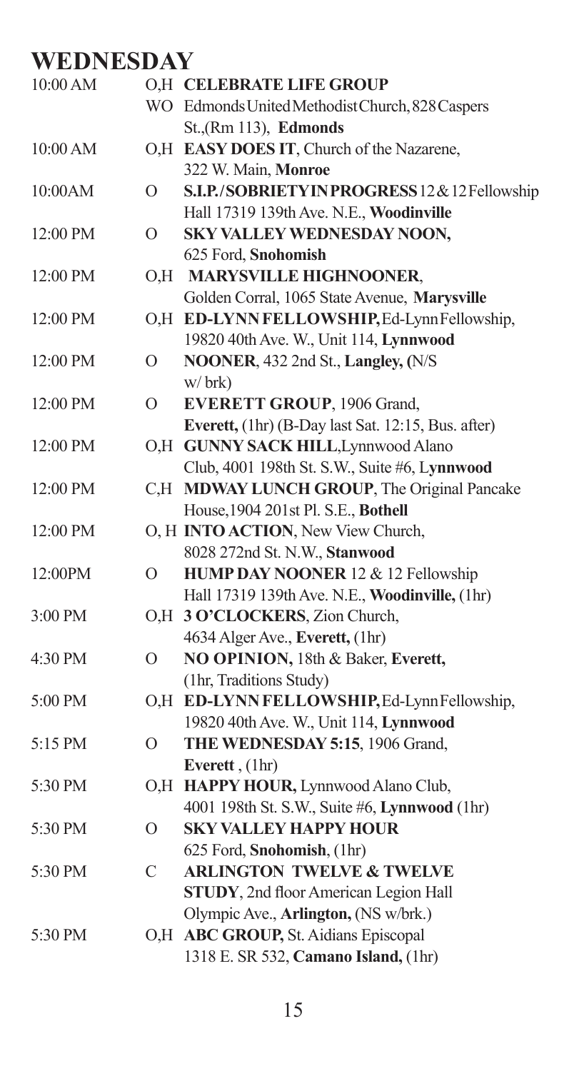# WEDNESDAY

| | | |
|---|---|---|
| 10:00 AM | O,H | **CELEBRATE LIFE GROUP** |
| | WO | Edmonds United Methodist Church, 828 Caspers St.,(Rm 113), **Edmonds** |
| 10:00 AM | O,H | **EASY DOES IT**, Church of the Nazarene, 322 W. Main, **Monroe** |
| 10:00AM | O | **S.I.P./SOBRIETY IN PROGRESS** 12 & 12 Fellowship Hall 17319 139th Ave. N.E., **Woodinville** |
| 12:00 PM | O | **SKY VALLEY WEDNESDAY NOON,** 625 Ford, **Snohomish** |
| 12:00 PM | O,H | **MARYSVILLE HIGHNOONER**, Golden Corral, 1065 State Avenue, **Marysville** |
| 12:00 PM | O,H | **ED-LYNN FELLOWSHIP,** Ed-Lynn Fellowship, 19820 40th Ave. W., Unit 114, **Lynnwood** |
| 12:00 PM | O | **NOONER**, 432 2nd St., **Langley,** (N/S w/ brk) |
| 12:00 PM | O | **EVERETT GROUP**, 1906 Grand, **Everett,** (1hr) (B-Day last Sat. 12:15, Bus. after) |
| 12:00 PM | O,H | **GUNNY SACK HILL**,Lynnwood Alano Club, 4001 198th St. S.W., Suite #6, **Lynnwood** |
| 12:00 PM | C,H | **MDWAY LUNCH GROUP**, The Original Pancake House,1904 201st Pl. S.E., **Bothell** |
| 12:00 PM | O, H | **INTO ACTION**, New View Church, 8028 272nd St. N.W., **Stanwood** |
| 12:00PM | O | **HUMP DAY NOONER** 12 & 12 Fellowship Hall 17319 139th Ave. N.E., **Woodinville,** (1hr) |
| 3:00 PM | O,H | **3 O'CLOCKERS**, Zion Church, 4634 Alger Ave., **Everett,** (1hr) |
| 4:30 PM | O | **NO OPINION,** 18th & Baker, **Everett,** (1hr, Traditions Study) |
| 5:00 PM | O,H | **ED-LYNN FELLOWSHIP,** Ed-Lynn Fellowship, 19820 40th Ave. W., Unit 114, **Lynnwood** |
| 5:15 PM | O | **THE WEDNESDAY 5:15**, 1906 Grand, **Everett** , (1hr) |
| 5:30 PM | O,H | **HAPPY HOUR,** Lynnwood Alano Club, 4001 198th St. S.W., Suite #6, **Lynnwood** (1hr) |
| 5:30 PM | O | **SKY VALLEY HAPPY HOUR** 625 Ford, **Snohomish**, (1hr) |
| 5:30 PM | C | **ARLINGTON TWELVE & TWELVE STUDY**, 2nd floor American Legion Hall Olympic Ave., **Arlington,** (NS w/brk.) |
| 5:30 PM | O,H | **ABC GROUP,** St. Aidians Episcopal 1318 E. SR 532, **Camano Island,** (1hr) |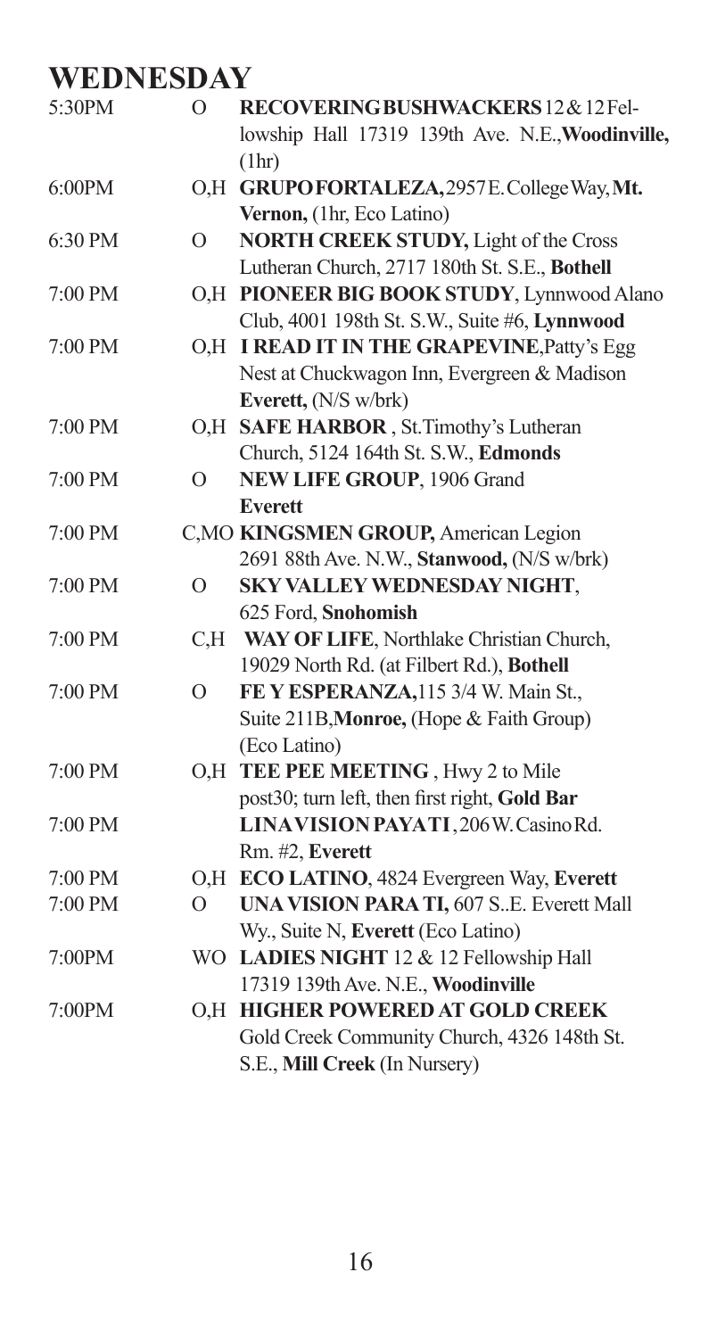# WEDNESDAY

| Time | Type | Meeting |
|---|---|---|
| 5:30PM | O | **RECOVERINGBUSHWACKERS** 12 & 12 Fellowship Hall 17319 139th Ave. N.E., **Woodinville,** (1hr) |
| 6:00PM | O,H | **GRUPOFORTALEZA,** 2957 E. College Way, **Mt. Vernon,** (1hr, Eco Latino) |
| 6:30 PM | O | **NORTH CREEK STUDY,** Light of the Cross Lutheran Church, 2717 180th St. S.E., **Bothell** |
| 7:00 PM | O,H | **PIONEER BIG BOOK STUDY**, Lynnwood Alano Club, 4001 198th St. S.W., Suite #6, **Lynnwood** |
| 7:00 PM | O,H | **I READ IT IN THE GRAPEVINE**, Patty's Egg Nest at Chuckwagon Inn, Evergreen & Madison **Everett,** (N/S w/brk) |
| 7:00 PM | O,H | **SAFE HARBOR** , St.Timothy's Lutheran Church, 5124 164th St. S.W., **Edmonds** |
| 7:00 PM | O | **NEW LIFE GROUP**, 1906 Grand **Everett** |
| 7:00 PM | C,MO | **KINGSMEN GROUP,** American Legion 2691 88th Ave. N.W., **Stanwood,** (N/S w/brk) |
| 7:00 PM | O | **SKY VALLEY WEDNESDAY NIGHT**, 625 Ford, **Snohomish** |
| 7:00 PM | C,H | **WAY OF LIFE**, Northlake Christian Church, 19029 North Rd. (at Filbert Rd.), **Bothell** |
| 7:00 PM | O | **FE Y ESPERANZA,** 115 3/4 W. Main St., Suite 211B, **Monroe,** (Hope & Faith Group) (Eco Latino) |
| 7:00 PM | O,H | **TEE PEE MEETING** , Hwy 2 to Mile post30; turn left, then first right, **Gold Bar** |
| 7:00 PM | | **LINAVISION PAYATI** , 206 W. Casino Rd. Rm. #2, **Everett** |
| 7:00 PM | O,H | **ECO LATINO**, 4824 Evergreen Way, **Everett** |
| 7:00 PM | O | **UNA VISION PARA TI,** 607 S..E. Everett Mall Wy., Suite N, **Everett** (Eco Latino) |
| 7:00PM | WO | **LADIES NIGHT** 12 & 12 Fellowship Hall 17319 139th Ave. N.E., **Woodinville** |
| 7:00PM | O,H | **HIGHER POWERED AT GOLD CREEK** Gold Creek Community Church, 4326 148th St. S.E., **Mill Creek** (In Nursery) |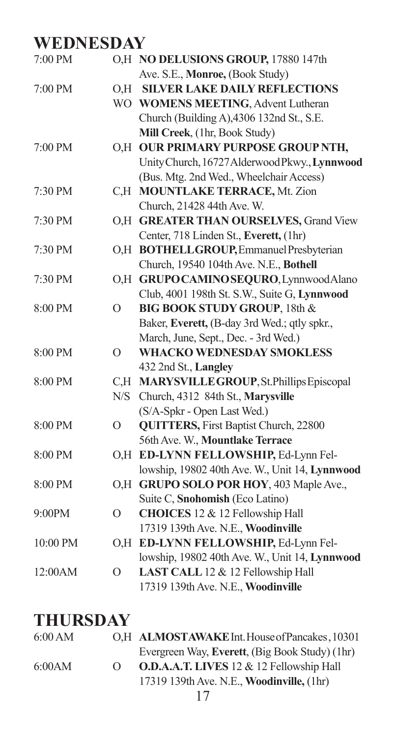## WEDNESDAY

| | | |
|---|---|---|
| 7:00 PM | O,H | **NO DELUSIONS GROUP,** 17880 147th Ave. S.E., **Monroe,** (Book Study) |
| 7:00 PM | O,H WO | **SILVER LAKE DAILY REFLECTIONS WOMENS MEETING**, Advent Lutheran Church (Building A),4306 132nd St., S.E. **Mill Creek**, (1hr, Book Study) |
| 7:00 PM | O,H | **OUR PRIMARY PURPOSE GROUP NTH,** Unity Church, 16727 Alderwood Pkwy., **Lynnwood** (Bus. Mtg. 2nd Wed., Wheelchair Access) |
| 7:30 PM | C,H | **MOUNTLAKE TERRACE,** Mt. Zion Church, 21428 44th Ave. W. |
| 7:30 PM | O,H | **GREATER THAN OURSELVES,** Grand View Center, 718 Linden St., **Everett,** (1hr) |
| 7:30 PM | O,H | **BOTHELL GROUP,** Emmanuel Presbyterian Church, 19540 104th Ave. N.E., **Bothell** |
| 7:30 PM | O,H | **GRUPO CAMINO SEQURO**, Lynnwood Alano Club, 4001 198th St. S.W., Suite G, **Lynnwood** |
| 8:00 PM | O | **BIG BOOK STUDY GROUP**, 18th & Baker, **Everett,** (B-day 3rd Wed.; qtly spkr., March, June, Sept., Dec. - 3rd Wed.) |
| 8:00 PM | O | **WHACKO WEDNESDAY SMOKLESS** 432 2nd St., **Langley** |
| 8:00 PM | C,H N/S | **MARYSVILLE GROUP**, St.Phillips Episcopal Church, 4312 84th St., **Marysville** (S/A-Spkr - Open Last Wed.) |
| 8:00 PM | O | **QUITTERS,** First Baptist Church, 22800 56th Ave. W., **Mountlake Terrace** |
| 8:00 PM | O,H | **ED-LYNN FELLOWSHIP,** Ed-Lynn Fellowship, 19802 40th Ave. W., Unit 14, **Lynnwood** |
| 8:00 PM | O,H | **GRUPO SOLO POR HOY**, 403 Maple Ave., Suite C, **Snohomish** (Eco Latino) |
| 9:00PM | O | **CHOICES** 12 & 12 Fellowship Hall 17319 139th Ave. N.E., **Woodinville** |
| 10:00 PM | O,H | **ED-LYNN FELLOWSHIP,** Ed-Lynn Fellowship, 19802 40th Ave. W., Unit 14, **Lynnwood** |
| 12:00AM | O | **LAST CALL** 12 & 12 Fellowship Hall 17319 139th Ave. N.E., **Woodinville** |

## THURSDAY

| | | |
|---|---|---|
| 6:00 AM | O,H | **ALMOST AWAKE** Int. House of Pancakes, 10301 Evergreen Way, **Everett**, (Big Book Study) (1hr) |
| 6:00AM | O | **O.D.A.A.T. LIVES** 12 & 12 Fellowship Hall 17319 139th Ave. N.E., **Woodinville,** (1hr) |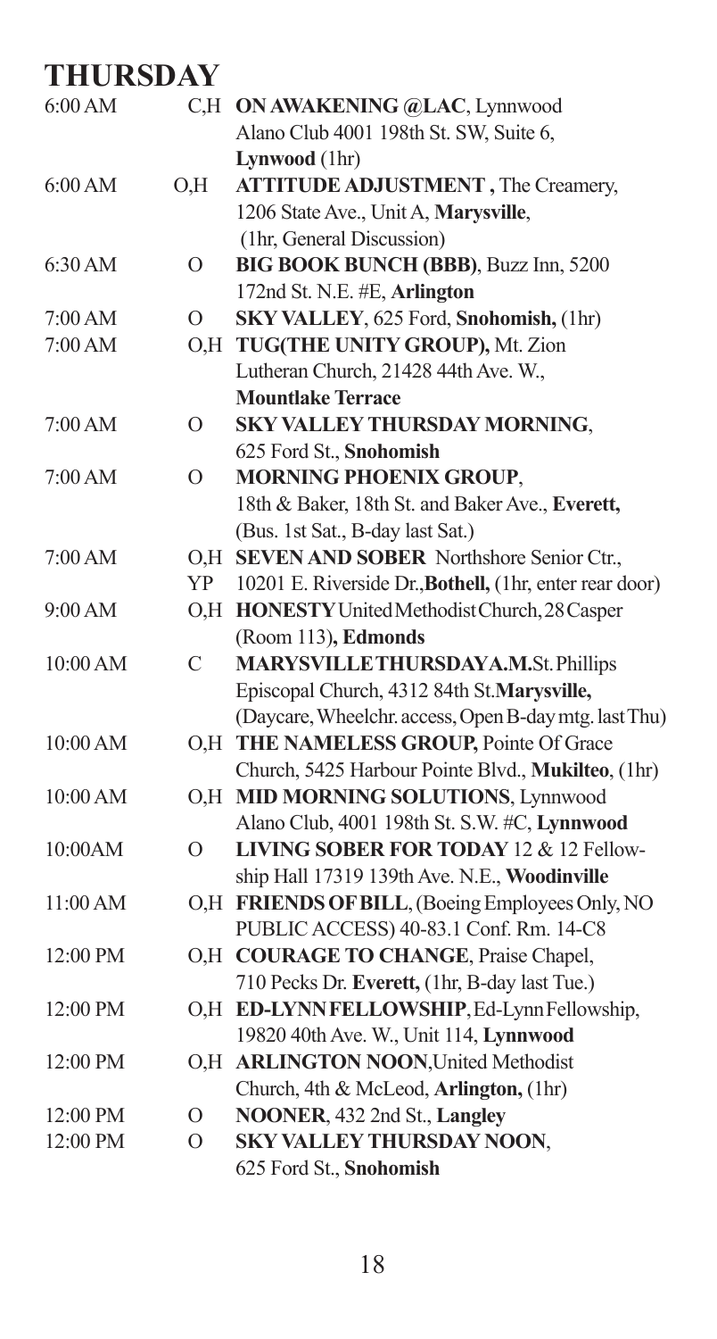# THURSDAY

| Time | Code | Meeting |
| --- | --- | --- |
| 6:00 AM | C,H | **ON AWAKENING @LAC**, Lynnwood Alano Club 4001 198th St. SW, Suite 6, **Lynwood** (1hr) |
| 6:00 AM | O,H | **ATTITUDE ADJUSTMENT ,** The Creamery, 1206 State Ave., Unit A, **Marysville**, (1hr, General Discussion) |
| 6:30 AM | O | **BIG BOOK BUNCH (BBB)**, Buzz Inn, 5200 172nd St. N.E. #E, **Arlington** |
| 7:00 AM | O | **SKY VALLEY**, 625 Ford, **Snohomish,** (1hr) |
| 7:00 AM | O,H | **TUG(THE UNITY GROUP),** Mt. Zion Lutheran Church, 21428 44th Ave. W., **Mountlake Terrace** |
| 7:00 AM | O | **SKY VALLEY THURSDAY MORNING**, 625 Ford St., **Snohomish** |
| 7:00 AM | O | **MORNING PHOENIX GROUP**, 18th & Baker, 18th St. and Baker Ave., **Everett,** (Bus. 1st Sat., B-day last Sat.) |
| 7:00 AM | O,H YP | **SEVEN AND SOBER** Northshore Senior Ctr., 10201 E. Riverside Dr.,**Bothell,** (1hr, enter rear door) |
| 9:00 AM | O,H | **HONESTY** United Methodist Church, 28 Casper (Room 113)**, Edmonds** |
| 10:00 AM | C | **MARYSVILLE THURSDAY A.M.** St. Phillips Episcopal Church, 4312 84th St.**Marysville,** (Daycare, Wheelchr. access, Open B-day mtg. last Thu) |
| 10:00 AM | O,H | **THE NAMELESS GROUP,** Pointe Of Grace Church, 5425 Harbour Pointe Blvd., **Mukilteo**, (1hr) |
| 10:00 AM | O,H | **MID MORNING SOLUTIONS**, Lynnwood Alano Club, 4001 198th St. S.W. #C, **Lynnwood** |
| 10:00AM | O | **LIVING SOBER FOR TODAY** 12 & 12 Fellowship Hall 17319 139th Ave. N.E., **Woodinville** |
| 11:00 AM | O,H | **FRIENDS OF BILL**, (Boeing Employees Only, NO PUBLIC ACCESS) 40-83.1 Conf. Rm. 14-C8 |
| 12:00 PM | O,H | **COURAGE TO CHANGE**, Praise Chapel, 710 Pecks Dr. **Everett,** (1hr, B-day last Tue.) |
| 12:00 PM | O,H | **ED-LYNN FELLOWSHIP**, Ed-Lynn Fellowship, 19820 40th Ave. W., Unit 114, **Lynnwood** |
| 12:00 PM | O,H | **ARLINGTON NOON**, United Methodist Church, 4th & McLeod, **Arlington,** (1hr) |
| 12:00 PM | O | **NOONER**, 432 2nd St., **Langley** |
| 12:00 PM | O | **SKY VALLEY THURSDAY NOON**, 625 Ford St., **Snohomish** |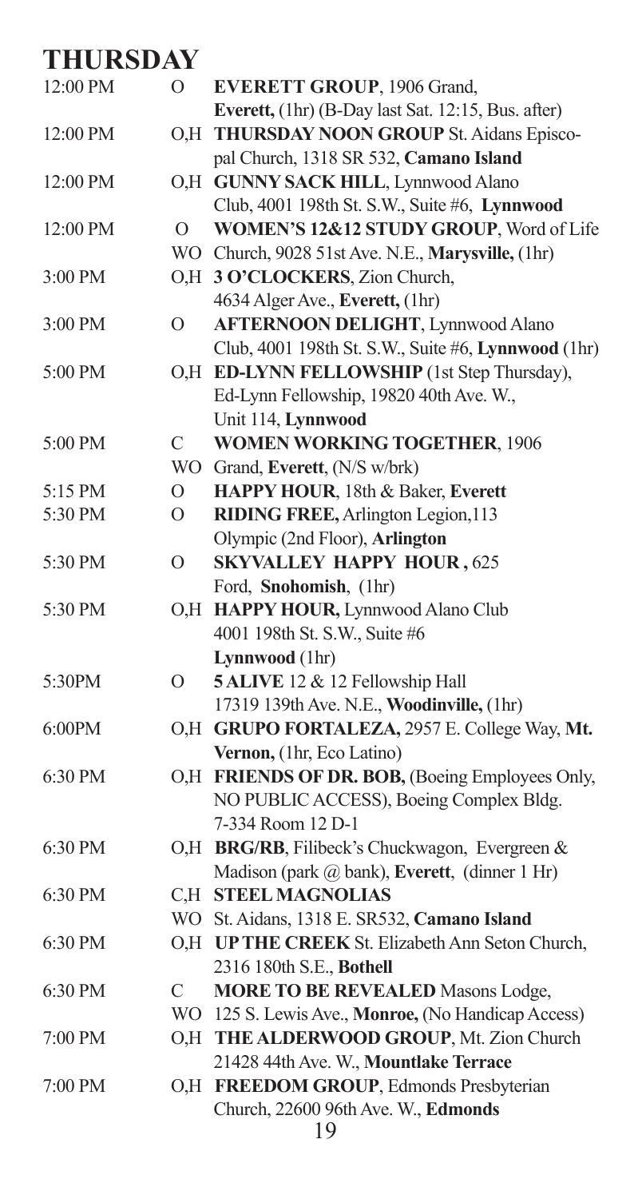# THURSDAY

| Time | Type | Meeting |
|---|---|---|
| 12:00 PM | O | **EVERETT GROUP**, 1906 Grand, **Everett,** (1hr) (B-Day last Sat. 12:15, Bus. after) |
| 12:00 PM | O,H | **THURSDAY NOON GROUP** St. Aidans Episcopal Church, 1318 SR 532, **Camano Island** |
| 12:00 PM | O,H | **GUNNY SACK HILL**, Lynnwood Alano Club, 4001 198th St. S.W., Suite #6, **Lynnwood** |
| 12:00 PM | O WO | **WOMEN'S 12&12 STUDY GROUP**, Word of Life Church, 9028 51st Ave. N.E., **Marysville,** (1hr) |
| 3:00 PM | O,H | **3 O'CLOCKERS**, Zion Church, 4634 Alger Ave., **Everett,** (1hr) |
| 3:00 PM | O | **AFTERNOON DELIGHT**, Lynnwood Alano Club, 4001 198th St. S.W., Suite #6, **Lynnwood** (1hr) |
| 5:00 PM | O,H | **ED-LYNN FELLOWSHIP** (1st Step Thursday), Ed-Lynn Fellowship, 19820 40th Ave. W., Unit 114, **Lynnwood** |
| 5:00 PM | C WO | **WOMEN WORKING TOGETHER**, 1906 Grand, **Everett**, (N/S w/brk) |
| 5:15 PM | O | **HAPPY HOUR**, 18th & Baker, **Everett** |
| 5:30 PM | O | **RIDING FREE,** Arlington Legion,113 Olympic (2nd Floor), **Arlington** |
| 5:30 PM | O | **SKYVALLEY HAPPY HOUR ,** 625 Ford, **Snohomish**, (1hr) |
| 5:30 PM | O,H | **HAPPY HOUR,** Lynnwood Alano Club 4001 198th St. S.W., Suite #6 **Lynnwood** (1hr) |
| 5:30PM | O | **5 ALIVE** 12 & 12 Fellowship Hall 17319 139th Ave. N.E., **Woodinville,** (1hr) |
| 6:00PM | O,H | **GRUPO FORTALEZA,** 2957 E. College Way, **Mt. Vernon,** (1hr, Eco Latino) |
| 6:30 PM | O,H | **FRIENDS OF DR. BOB,** (Boeing Employees Only, NO PUBLIC ACCESS), Boeing Complex Bldg. 7-334 Room 12 D-1 |
| 6:30 PM | O,H | **BRG/RB**, Filibeck's Chuckwagon, Evergreen & Madison (park @ bank), **Everett**, (dinner 1 Hr) |
| 6:30 PM | C,H WO | **STEEL MAGNOLIAS** St. Aidans, 1318 E. SR532, **Camano Island** |
| 6:30 PM | O,H | **UP THE CREEK** St. Elizabeth Ann Seton Church, 2316 180th S.E., **Bothell** |
| 6:30 PM | C WO | **MORE TO BE REVEALED** Masons Lodge, 125 S. Lewis Ave., **Monroe,** (No Handicap Access) |
| 7:00 PM | O,H | **THE ALDERWOOD GROUP**, Mt. Zion Church 21428 44th Ave. W., **Mountlake Terrace** |
| 7:00 PM | O,H | **FREEDOM GROUP**, Edmonds Presbyterian Church, 22600 96th Ave. W., **Edmonds** |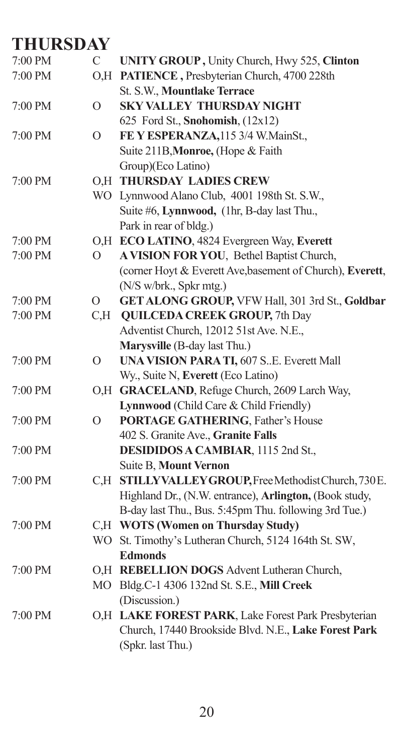# THURSDAY

| Time | Code | Meeting |
|---|---|---|
| 7:00 PM | C | **UNITY GROUP ,** Unity Church, Hwy 525, **Clinton** |
| 7:00 PM | O,H | **PATIENCE ,** Presbyterian Church, 4700 228th St. S.W., **Mountlake Terrace** |
| 7:00 PM | O | **SKY VALLEY THURSDAY NIGHT** 625 Ford St., **Snohomish**, (12x12) |
| 7:00 PM | O | **FE Y ESPERANZA,**115 3/4 W.MainSt., Suite 211B,**Monroe,** (Hope & Faith Group)(Eco Latino) |
| 7:00 PM | O,H WO | **THURSDAY LADIES CREW** Lynnwood Alano Club, 4001 198th St. S.W., Suite #6, **Lynnwood,** (1hr, B-day last Thu., Park in rear of bldg.) |
| 7:00 PM | O,H | **ECO LATINO**, 4824 Evergreen Way, **Everett** |
| 7:00 PM | O | **A VISION FOR YOU**, Bethel Baptist Church, (corner Hoyt & Everett Ave,basement of Church), **Everett**, (N/S w/brk., Spkr mtg.) |
| 7:00 PM | O | **GET ALONG GROUP,** VFW Hall, 301 3rd St., **Goldbar** |
| 7:00 PM | C,H | **QUILCEDA CREEK GROUP,** 7th Day Adventist Church, 12012 51st Ave. N.E., **Marysville** (B-day last Thu.) |
| 7:00 PM | O | **UNA VISION PARA TI,** 607 S..E. Everett Mall Wy., Suite N, **Everett** (Eco Latino) |
| 7:00 PM | O,H | **GRACELAND**, Refuge Church, 2609 Larch Way, **Lynnwood** (Child Care & Child Friendly) |
| 7:00 PM | O | **PORTAGE GATHERING**, Father's House 402 S. Granite Ave., **Granite Falls** |
| 7:00 PM | | **DESIDIDOS A CAMBIAR**, 1115 2nd St., Suite B, **Mount Vernon** |
| 7:00 PM | C,H | **STILLYVALLEYGROUP,** FreeMethodistChurch, 730E. Highland Dr., (N.W. entrance), **Arlington,** (Book study, B-day last Thu., Bus. 5:45pm Thu. following 3rd Tue.) |
| 7:00 PM | C,H WO | **WOTS (Women on Thursday Study)** St. Timothy's Lutheran Church, 5124 164th St. SW, **Edmonds** |
| 7:00 PM | O,H MO | **REBELLION DOGS** Advent Lutheran Church, Bldg.C-1 4306 132nd St. S.E., **Mill Creek** (Discussion.) |
| 7:00 PM | O,H | **LAKE FOREST PARK**, Lake Forest Park Presbyterian Church, 17440 Brookside Blvd. N.E., **Lake Forest Park** (Spkr. last Thu.) |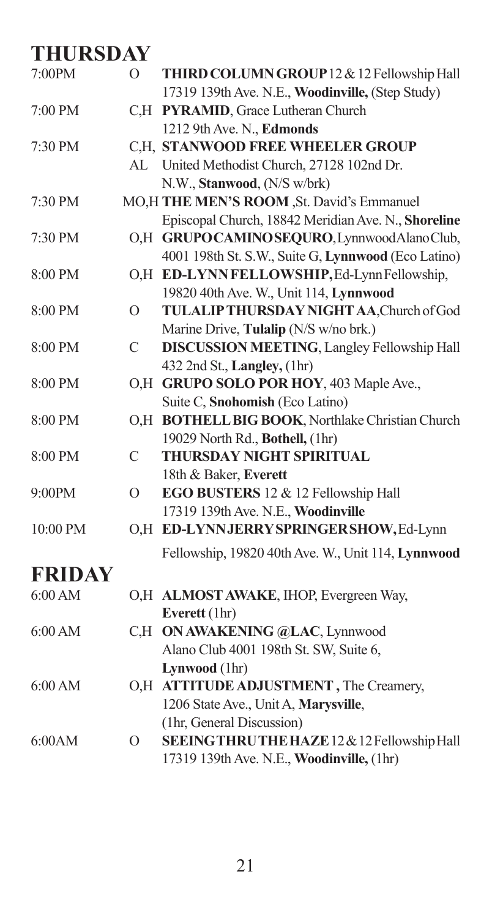## THURSDAY

| | | |
|---|---|---|
| 7:00PM | O | **THIRD COLUMN GROUP** 12 & 12 Fellowship Hall 17319 139th Ave. N.E., **Woodinville,** (Step Study) |
| 7:00 PM | C,H | **PYRAMID**, Grace Lutheran Church 1212 9th Ave. N., **Edmonds** |
| 7:30 PM | C,H, AL | **STANWOOD FREE WHEELER GROUP** United Methodist Church, 27128 102nd Dr. N.W., **Stanwood**, (N/S w/brk) |
| 7:30 PM | MO,H | **THE MEN'S ROOM** ,St. David's Emmanuel Episcopal Church, 18842 Meridian Ave. N., **Shoreline** |
| 7:30 PM | O,H | **GRUPO CAMINO SEQURO**, Lynnwood Alano Club, 4001 198th St. S.W., Suite G, **Lynnwood** (Eco Latino) |
| 8:00 PM | O,H | **ED-LYNN FELLOWSHIP,** Ed-Lynn Fellowship, 19820 40th Ave. W., Unit 114, **Lynnwood** |
| 8:00 PM | O | **TULALIP THURSDAY NIGHT AA**, Church of God Marine Drive, **Tulalip** (N/S w/no brk.) |
| 8:00 PM | C | **DISCUSSION MEETING**, Langley Fellowship Hall 432 2nd St., **Langley,** (1hr) |
| 8:00 PM | O,H | **GRUPO SOLO POR HOY**, 403 Maple Ave., Suite C, **Snohomish** (Eco Latino) |
| 8:00 PM | O,H | **BOTHELL BIG BOOK**, Northlake Christian Church 19029 North Rd., **Bothell,** (1hr) |
| 8:00 PM | C | **THURSDAY NIGHT SPIRITUAL** 18th & Baker, **Everett** |
| 9:00PM | O | **EGO BUSTERS** 12 & 12 Fellowship Hall 17319 139th Ave. N.E., **Woodinville** |
| 10:00 PM | O,H | **ED-LYNN JERRY SPRINGER SHOW,** Ed-Lynn Fellowship, 19820 40th Ave. W., Unit 114, **Lynnwood** |

## FRIDAY

| | | |
|---|---|---|
| 6:00 AM | O,H | **ALMOST AWAKE**, IHOP, Evergreen Way, **Everett** (1hr) |
| 6:00 AM | C,H | **ON AWAKENING @LAC**, Lynnwood Alano Club 4001 198th St. SW, Suite 6, **Lynwood** (1hr) |
| 6:00 AM | O,H | **ATTITUDE ADJUSTMENT ,** The Creamery, 1206 State Ave., Unit A, **Marysville**, (1hr, General Discussion) |
| 6:00AM | O | **SEEING THRU THE HAZE** 12 & 12 Fellowship Hall 17319 139th Ave. N.E., **Woodinville,** (1hr) |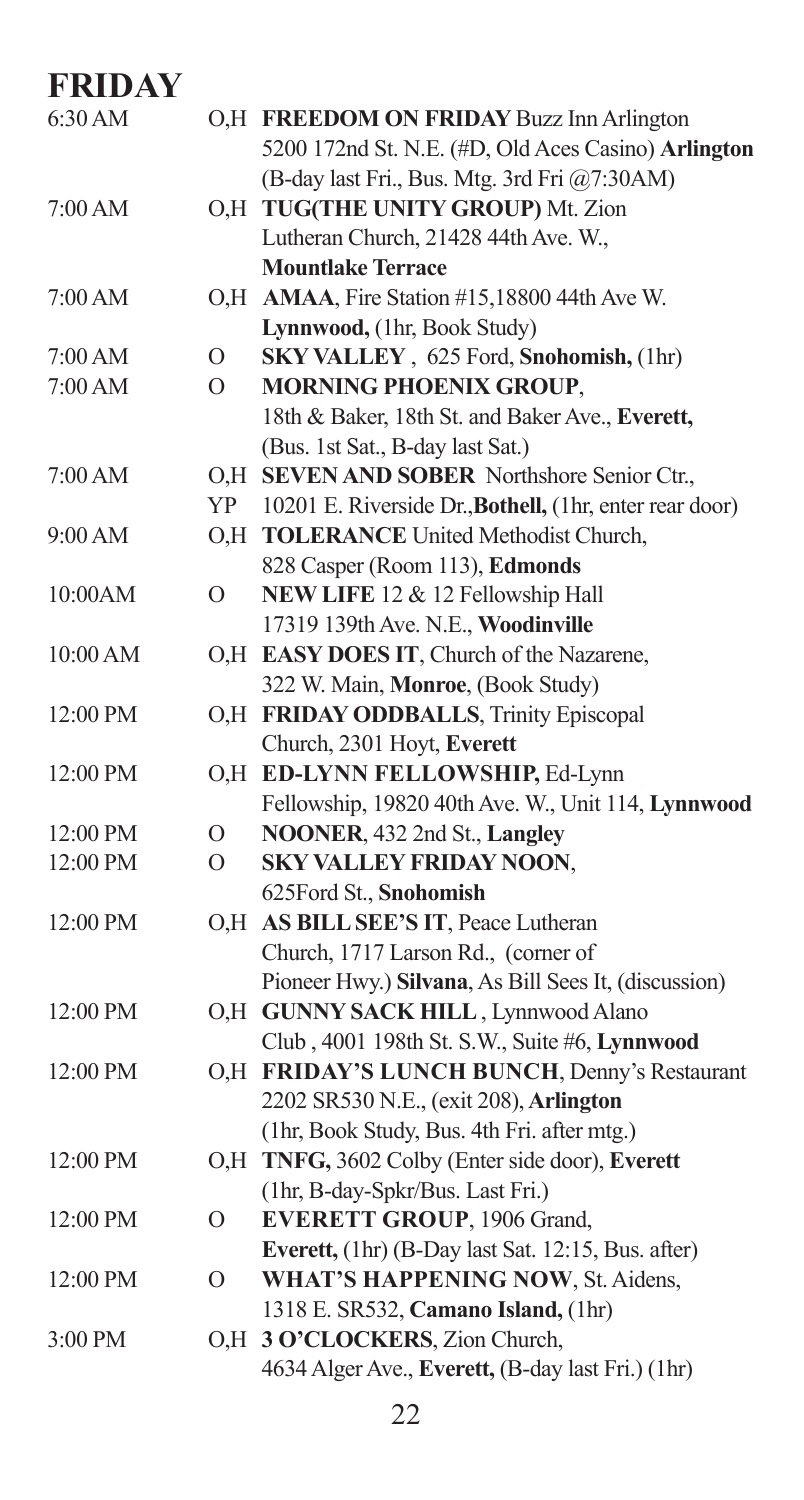# FRIDAY

| | | |
|---|---|---|
| 6:30 AM | O,H | **FREEDOM ON FRIDAY** Buzz Inn Arlington 5200 172nd St. N.E. (#D, Old Aces Casino) **Arlington** (B-day last Fri., Bus. Mtg. 3rd Fri @7:30AM) |
| 7:00 AM | O,H | **TUG(THE UNITY GROUP)** Mt. Zion Lutheran Church, 21428 44th Ave. W., **Mountlake Terrace** |
| 7:00 AM | O,H | **AMAA**, Fire Station #15,18800 44th Ave W. **Lynnwood,** (1hr, Book Study) |
| 7:00 AM | O | **SKY VALLEY** , 625 Ford, **Snohomish,** (1hr) |
| 7:00 AM | O | **MORNING PHOENIX GROUP**, 18th & Baker, 18th St. and Baker Ave., **Everett,** (Bus. 1st Sat., B-day last Sat.) |
| 7:00 AM | O,H YP | **SEVEN AND SOBER** Northshore Senior Ctr., 10201 E. Riverside Dr.,**Bothell,** (1hr, enter rear door) |
| 9:00 AM | O,H | **TOLERANCE** United Methodist Church, 828 Casper (Room 113), **Edmonds** |
| 10:00AM | O | **NEW LIFE** 12 & 12 Fellowship Hall 17319 139th Ave. N.E., **Woodinville** |
| 10:00 AM | O,H | **EASY DOES IT**, Church of the Nazarene, 322 W. Main, **Monroe**, (Book Study) |
| 12:00 PM | O,H | **FRIDAY ODDBALLS**, Trinity Episcopal Church, 2301 Hoyt, **Everett** |
| 12:00 PM | O,H | **ED-LYNN FELLOWSHIP,** Ed-Lynn Fellowship, 19820 40th Ave. W., Unit 114, **Lynnwood** |
| 12:00 PM | O | **NOONER**, 432 2nd St., **Langley** |
| 12:00 PM | O | **SKY VALLEY FRIDAY NOON**, 625Ford St., **Snohomish** |
| 12:00 PM | O,H | **AS BILL SEE'S IT**, Peace Lutheran Church, 1717 Larson Rd., (corner of Pioneer Hwy.) **Silvana**, As Bill Sees It, (discussion) |
| 12:00 PM | O,H | **GUNNY SACK HILL** , Lynnwood Alano Club , 4001 198th St. S.W., Suite #6, **Lynnwood** |
| 12:00 PM | O,H | **FRIDAY'S LUNCH BUNCH**, Denny's Restaurant 2202 SR530 N.E., (exit 208), **Arlington** (1hr, Book Study, Bus. 4th Fri. after mtg.) |
| 12:00 PM | O,H | **TNFG,** 3602 Colby (Enter side door), **Everett** (1hr, B-day-Spkr/Bus. Last Fri.) |
| 12:00 PM | O | **EVERETT GROUP**, 1906 Grand, **Everett,** (1hr) (B-Day last Sat. 12:15, Bus. after) |
| 12:00 PM | O | **WHAT'S HAPPENING NOW**, St. Aidens, 1318 E. SR532, **Camano Island,** (1hr) |
| 3:00 PM | O,H | **3 O'CLOCKERS**, Zion Church, 4634 Alger Ave., **Everett,** (B-day last Fri.) (1hr) |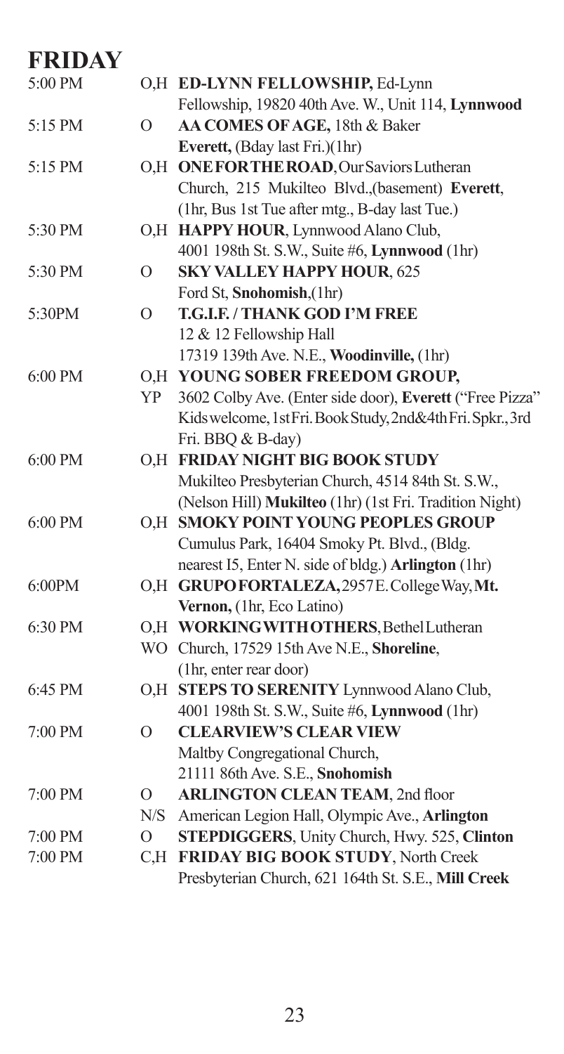# FRIDAY

| Time | Code | Meeting |
|---|---|---|
| 5:00 PM | O,H | **ED-LYNN FELLOWSHIP,** Ed-Lynn Fellowship, 19820 40th Ave. W., Unit 114, **Lynnwood** |
| 5:15 PM | O | **AA COMES OF AGE,** 18th & Baker **Everett,** (Bday last Fri.)(1hr) |
| 5:15 PM | O,H | **ONE FOR THE ROAD**, Our Saviors Lutheran Church, 215 Mukilteo Blvd.,(basement) **Everett**, (1hr, Bus 1st Tue after mtg., B-day last Tue.) |
| 5:30 PM | O,H | **HAPPY HOUR**, Lynnwood Alano Club, 4001 198th St. S.W., Suite #6, **Lynnwood** (1hr) |
| 5:30 PM | O | **SKY VALLEY HAPPY HOUR**, 625 Ford St, **Snohomish**,(1hr) |
| 5:30PM | O | **T.G.I.F. / THANK GOD I'M FREE** 12 & 12 Fellowship Hall 17319 139th Ave. N.E., **Woodinville,** (1hr) |
| 6:00 PM | O,H YP | **YOUNG SOBER FREEDOM GROUP,** 3602 Colby Ave. (Enter side door), **Everett** ("Free Pizza" Kids welcome, 1st Fri. Book Study, 2nd&4th Fri. Spkr., 3rd Fri. BBQ & B-day) |
| 6:00 PM | O,H | **FRIDAY NIGHT BIG BOOK STUDY** Mukilteo Presbyterian Church, 4514 84th St. S.W., (Nelson Hill) **Mukilteo** (1hr) (1st Fri. Tradition Night) |
| 6:00 PM | O,H | **SMOKY POINT YOUNG PEOPLES GROUP** Cumulus Park, 16404 Smoky Pt. Blvd., (Bldg. nearest I5, Enter N. side of bldg.) **Arlington** (1hr) |
| 6:00PM | O,H | **GRUPO FORTALEZA,** 2957 E. College Way, **Mt. Vernon,** (1hr, Eco Latino) |
| 6:30 PM | O,H WO | **WORKING WITH OTHERS**, Bethel Lutheran Church, 17529 15th Ave N.E., **Shoreline**, (1hr, enter rear door) |
| 6:45 PM | O,H | **STEPS TO SERENITY** Lynnwood Alano Club, 4001 198th St. S.W., Suite #6, **Lynnwood** (1hr) |
| 7:00 PM | O | **CLEARVIEW'S CLEAR VIEW** Maltby Congregational Church, 21111 86th Ave. S.E., **Snohomish** |
| 7:00 PM | O N/S | **ARLINGTON CLEAN TEAM**, 2nd floor American Legion Hall, Olympic Ave., **Arlington** |
| 7:00 PM | O | **STEPDIGGERS**, Unity Church, Hwy. 525, **Clinton** |
| 7:00 PM | C,H | **FRIDAY BIG BOOK STUDY**, North Creek Presbyterian Church, 621 164th St. S.E., **Mill Creek** |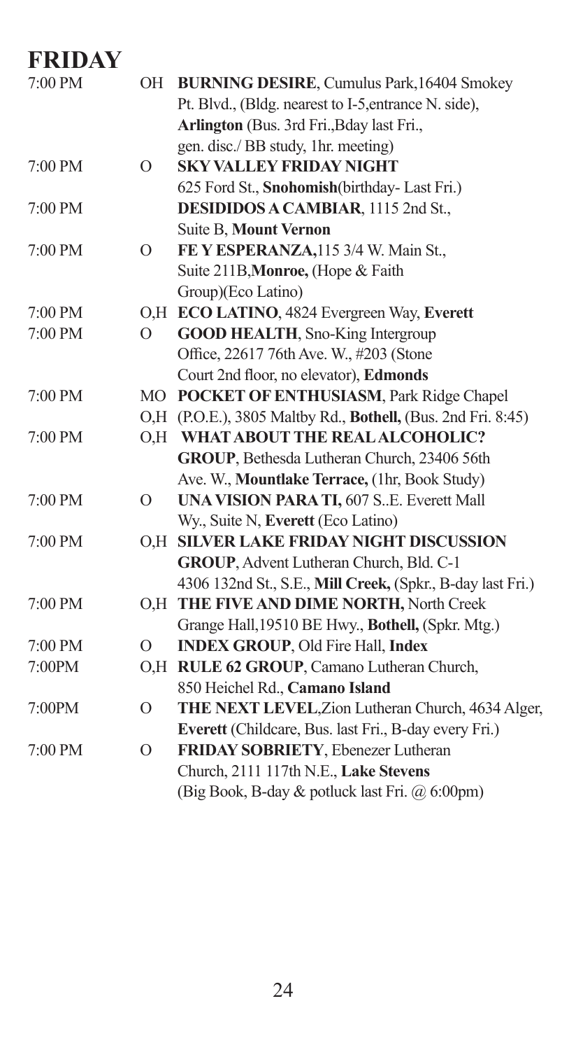# FRIDAY

| Time | Code | Meeting |
|---|---|---|
| 7:00 PM | OH | **BURNING DESIRE**, Cumulus Park,16404 Smokey Pt. Blvd., (Bldg. nearest to I-5,entrance N. side), **Arlington** (Bus. 3rd Fri.,Bday last Fri., gen. disc./ BB study, 1hr. meeting) |
| 7:00 PM | O | **SKY VALLEY FRIDAY NIGHT** 625 Ford St., **Snohomish**(birthday- Last Fri.) |
| 7:00 PM | | **DESIDIDOS A CAMBIAR**, 1115 2nd St., Suite B, **Mount Vernon** |
| 7:00 PM | O | **FE Y ESPERANZA,**115 3/4 W. Main St., Suite 211B,**Monroe,** (Hope & Faith Group)(Eco Latino) |
| 7:00 PM | O,H | **ECO LATINO**, 4824 Evergreen Way, **Everett** |
| 7:00 PM | O | **GOOD HEALTH**, Sno-King Intergroup Office, 22617 76th Ave. W., #203 (Stone Court 2nd floor, no elevator), **Edmonds** |
| 7:00 PM | MO O,H | **POCKET OF ENTHUSIASM**, Park Ridge Chapel (P.O.E.), 3805 Maltby Rd., **Bothell,** (Bus. 2nd Fri. 8:45) |
| 7:00 PM | O,H | **WHAT ABOUT THE REAL ALCOHOLIC? GROUP**, Bethesda Lutheran Church, 23406 56th Ave. W., **Mountlake Terrace,** (1hr, Book Study) |
| 7:00 PM | O | **UNA VISION PARA TI,** 607 S..E. Everett Mall Wy., Suite N, **Everett** (Eco Latino) |
| 7:00 PM | O,H | **SILVER LAKE FRIDAY NIGHT DISCUSSION GROUP**, Advent Lutheran Church, Bld. C-1 4306 132nd St., S.E., **Mill Creek,** (Spkr., B-day last Fri.) |
| 7:00 PM | O,H | **THE FIVE AND DIME NORTH,** North Creek Grange Hall,19510 BE Hwy., **Bothell,** (Spkr. Mtg.) |
| 7:00 PM | O | **INDEX GROUP**, Old Fire Hall, **Index** |
| 7:00PM | O,H | **RULE 62 GROUP**, Camano Lutheran Church, 850 Heichel Rd., **Camano Island** |
| 7:00PM | O | **THE NEXT LEVEL**,Zion Lutheran Church, 4634 Alger, **Everett** (Childcare, Bus. last Fri., B-day every Fri.) |
| 7:00 PM | O | **FRIDAY SOBRIETY**, Ebenezer Lutheran Church, 2111 117th N.E., **Lake Stevens** (Big Book, B-day & potluck last Fri. @ 6:00pm) |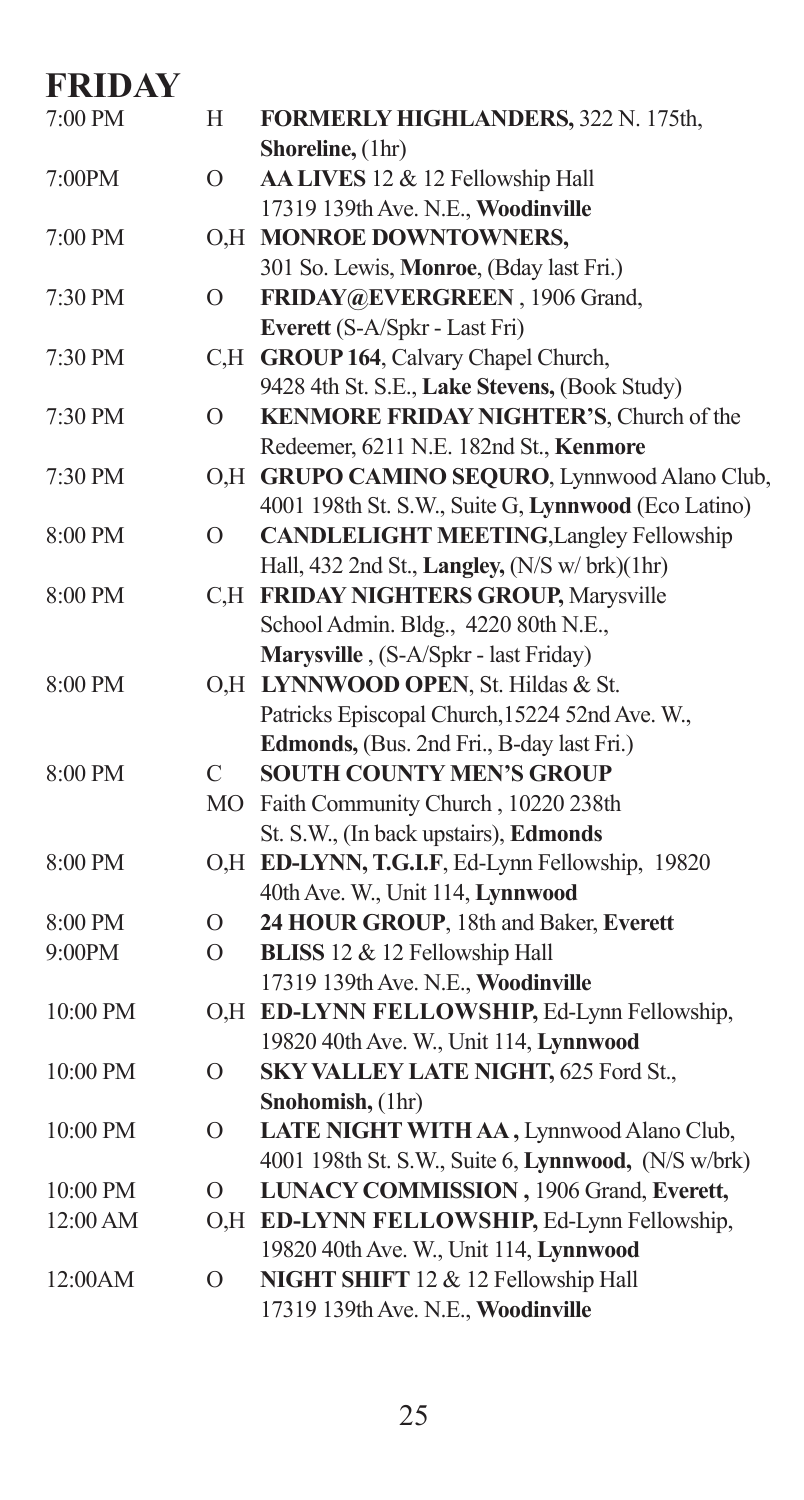# FRIDAY

| | | |
|---|---|---|
| 7:00 PM | H | **FORMERLY HIGHLANDERS,** 322 N. 175th, **Shoreline,** (1hr) |
| 7:00PM | O | **AA LIVES** 12 & 12 Fellowship Hall 17319 139th Ave. N.E., **Woodinville** |
| 7:00 PM | O,H | **MONROE DOWNTOWNERS,** 301 So. Lewis, **Monroe**, (Bday last Fri.) |
| 7:30 PM | O | **FRIDAY@EVERGREEN** , 1906 Grand, **Everett** (S-A/Spkr - Last Fri) |
| 7:30 PM | C,H | **GROUP 164**, Calvary Chapel Church, 9428 4th St. S.E., **Lake Stevens,** (Book Study) |
| 7:30 PM | O | **KENMORE FRIDAY NIGHTER'S**, Church of the Redeemer, 6211 N.E. 182nd St., **Kenmore** |
| 7:30 PM | O,H | **GRUPO CAMINO SEQURO**, Lynnwood Alano Club, 4001 198th St. S.W., Suite G, **Lynnwood** (Eco Latino) |
| 8:00 PM | O | **CANDLELIGHT MEETING**,Langley Fellowship Hall, 432 2nd St., **Langley,** (N/S w/ brk)(1hr) |
| 8:00 PM | C,H | **FRIDAY NIGHTERS GROUP,** Marysville School Admin. Bldg., 4220 80th N.E., **Marysville** , (S-A/Spkr - last Friday) |
| 8:00 PM | O,H | **LYNNWOOD OPEN**, St. Hildas & St. Patricks Episcopal Church,15224 52nd Ave. W., **Edmonds,** (Bus. 2nd Fri., B-day last Fri.) |
| 8:00 PM | C MO | **SOUTH COUNTY MEN'S GROUP** Faith Community Church , 10220 238th St. S.W., (In back upstairs), **Edmonds** |
| 8:00 PM | O,H | **ED-LYNN, T.G.I.F**, Ed-Lynn Fellowship, 19820 40th Ave. W., Unit 114, **Lynnwood** |
| 8:00 PM | O | **24 HOUR GROUP**, 18th and Baker, **Everett** |
| 9:00PM | O | **BLISS** 12 & 12 Fellowship Hall 17319 139th Ave. N.E., **Woodinville** |
| 10:00 PM | O,H | **ED-LYNN FELLOWSHIP,** Ed-Lynn Fellowship, 19820 40th Ave. W., Unit 114, **Lynnwood** |
| 10:00 PM | O | **SKY VALLEY LATE NIGHT,** 625 Ford St., **Snohomish,** (1hr) |
| 10:00 PM | O | **LATE NIGHT WITH AA ,** Lynnwood Alano Club, 4001 198th St. S.W., Suite 6, **Lynnwood,** (N/S w/brk) |
| 10:00 PM | O | **LUNACY COMMISSION ,** 1906 Grand, **Everett,** |
| 12:00 AM | O,H | **ED-LYNN FELLOWSHIP,** Ed-Lynn Fellowship, 19820 40th Ave. W., Unit 114, **Lynnwood** |
| 12:00AM | O | **NIGHT SHIFT** 12 & 12 Fellowship Hall 17319 139th Ave. N.E., **Woodinville** |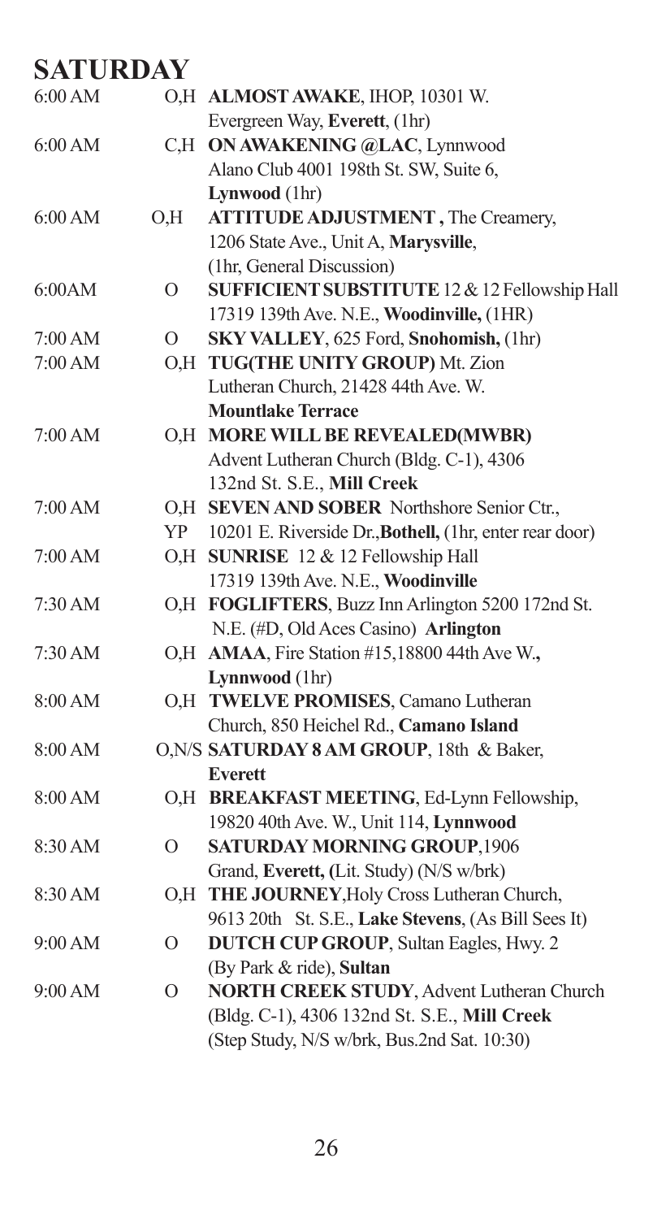# SATURDAY

| Time | Type | Meeting |
|---|---|---|
| 6:00 AM | O,H | **ALMOST AWAKE**, IHOP, 10301 W. Evergreen Way, **Everett**, (1hr) |
| 6:00 AM | C,H | **ON AWAKENING @LAC**, Lynnwood Alano Club 4001 198th St. SW, Suite 6, **Lynwood** (1hr) |
| 6:00 AM | O,H | **ATTITUDE ADJUSTMENT ,** The Creamery, 1206 State Ave., Unit A, **Marysville**, (1hr, General Discussion) |
| 6:00AM | O | **SUFFICIENT SUBSTITUTE** 12 & 12 Fellowship Hall 17319 139th Ave. N.E., **Woodinville,** (1HR) |
| 7:00 AM | O | **SKY VALLEY**, 625 Ford, **Snohomish,** (1hr) |
| 7:00 AM | O,H | **TUG(THE UNITY GROUP)** Mt. Zion Lutheran Church, 21428 44th Ave. W. **Mountlake Terrace** |
| 7:00 AM | O,H | **MORE WILL BE REVEALED(MWBR)** Advent Lutheran Church (Bldg. C-1), 4306 132nd St. S.E., **Mill Creek** |
| 7:00 AM | O,H YP | **SEVEN AND SOBER** Northshore Senior Ctr., 10201 E. Riverside Dr.,**Bothell,** (1hr, enter rear door) |
| 7:00 AM | O,H | **SUNRISE** 12 & 12 Fellowship Hall 17319 139th Ave. N.E., **Woodinville** |
| 7:30 AM | O,H | **FOGLIFTERS**, Buzz Inn Arlington 5200 172nd St. N.E. (#D, Old Aces Casino) **Arlington** |
| 7:30 AM | O,H | **AMAA**, Fire Station #15,18800 44th Ave W.**, Lynnwood** (1hr) |
| 8:00 AM | O,H | **TWELVE PROMISES**, Camano Lutheran Church, 850 Heichel Rd., **Camano Island** |
| 8:00 AM | O,N/S | **SATURDAY 8 AM GROUP**, 18th & Baker, **Everett** |
| 8:00 AM | O,H | **BREAKFAST MEETING**, Ed-Lynn Fellowship, 19820 40th Ave. W., Unit 114, **Lynnwood** |
| 8:30 AM | O | **SATURDAY MORNING GROUP**,1906 Grand, **Everett, (**Lit. Study) (N/S w/brk) |
| 8:30 AM | O,H | **THE JOURNEY**,Holy Cross Lutheran Church, 9613 20th St. S.E., **Lake Stevens**, (As Bill Sees It) |
| 9:00 AM | O | **DUTCH CUP GROUP**, Sultan Eagles, Hwy. 2 (By Park & ride), **Sultan** |
| 9:00 AM | O | **NORTH CREEK STUDY**, Advent Lutheran Church (Bldg. C-1), 4306 132nd St. S.E., **Mill Creek** (Step Study, N/S w/brk, Bus.2nd Sat. 10:30) |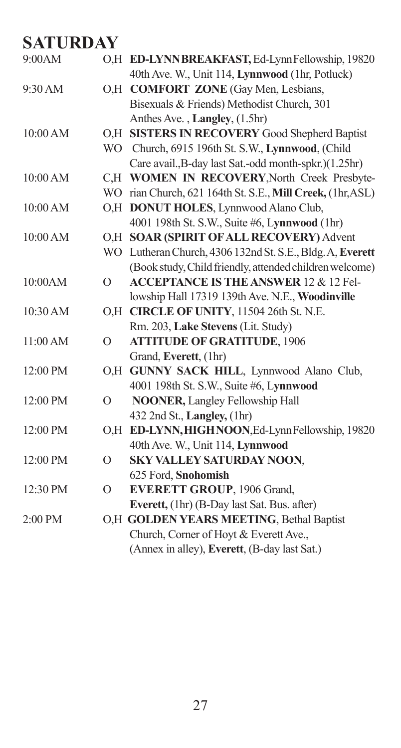# SATURDAY

| | | |
|---|---|---|
| 9:00AM | O,H | **ED-LYNN BREAKFAST,** Ed-Lynn Fellowship, 19820 40th Ave. W., Unit 114, **Lynnwood** (1hr, Potluck) |
| 9:30 AM | O,H | **COMFORT ZONE** (Gay Men, Lesbians, Bisexuals & Friends) Methodist Church, 301 Anthes Ave. , **Langley**, (1.5hr) |
| 10:00 AM | O,H WO | **SISTERS IN RECOVERY** Good Shepherd Baptist Church, 6915 196th St. S.W., **Lynnwood**, (Child Care avail.,B-day last Sat.-odd month-spkr.)(1.25hr) |
| 10:00 AM | C,H WO | **WOMEN IN RECOVERY**,North Creek Presbyterian Church, 621 164th St. S.E., **Mill Creek,** (1hr,ASL) |
| 10:00 AM | O,H | **DONUT HOLES**, Lynnwood Alano Club, 4001 198th St. S.W., Suite #6, L**ynnwood** (1hr) |
| 10:00 AM | O,H WO | **SOAR (SPIRIT OF ALL RECOVERY)** Advent Lutheran Church, 4306 132nd St. S.E., Bldg. A, **Everett** (Book study, Child friendly, attended children welcome) |
| 10:00AM | O | **ACCEPTANCE IS THE ANSWER** 12 & 12 Fellowship Hall 17319 139th Ave. N.E., **Woodinville** |
| 10:30 AM | O,H | **CIRCLE OF UNITY**, 11504 26th St. N.E. Rm. 203, **Lake Stevens** (Lit. Study) |
| 11:00 AM | O | **ATTITUDE OF GRATITUDE**, 1906 Grand, **Everett**, (1hr) |
| 12:00 PM | O,H | **GUNNY SACK HILL**, Lynnwood Alano Club, 4001 198th St. S.W., Suite #6, L**ynnwood** |
| 12:00 PM | O | **NOONER,** Langley Fellowship Hall 432 2nd St., **Langley,** (1hr) |
| 12:00 PM | O,H | **ED-LYNN, HIGH NOON,** Ed-Lynn Fellowship, 19820 40th Ave. W., Unit 114, **Lynnwood** |
| 12:00 PM | O | **SKY VALLEY SATURDAY NOON**, 625 Ford, **Snohomish** |
| 12:30 PM | O | **EVERETT GROUP**, 1906 Grand, **Everett,** (1hr) (B-Day last Sat. Bus. after) |
| 2:00 PM | O,H | **GOLDEN YEARS MEETING**, Bethal Baptist Church, Corner of Hoyt & Everett Ave., (Annex in alley), **Everett**, (B-day last Sat.) |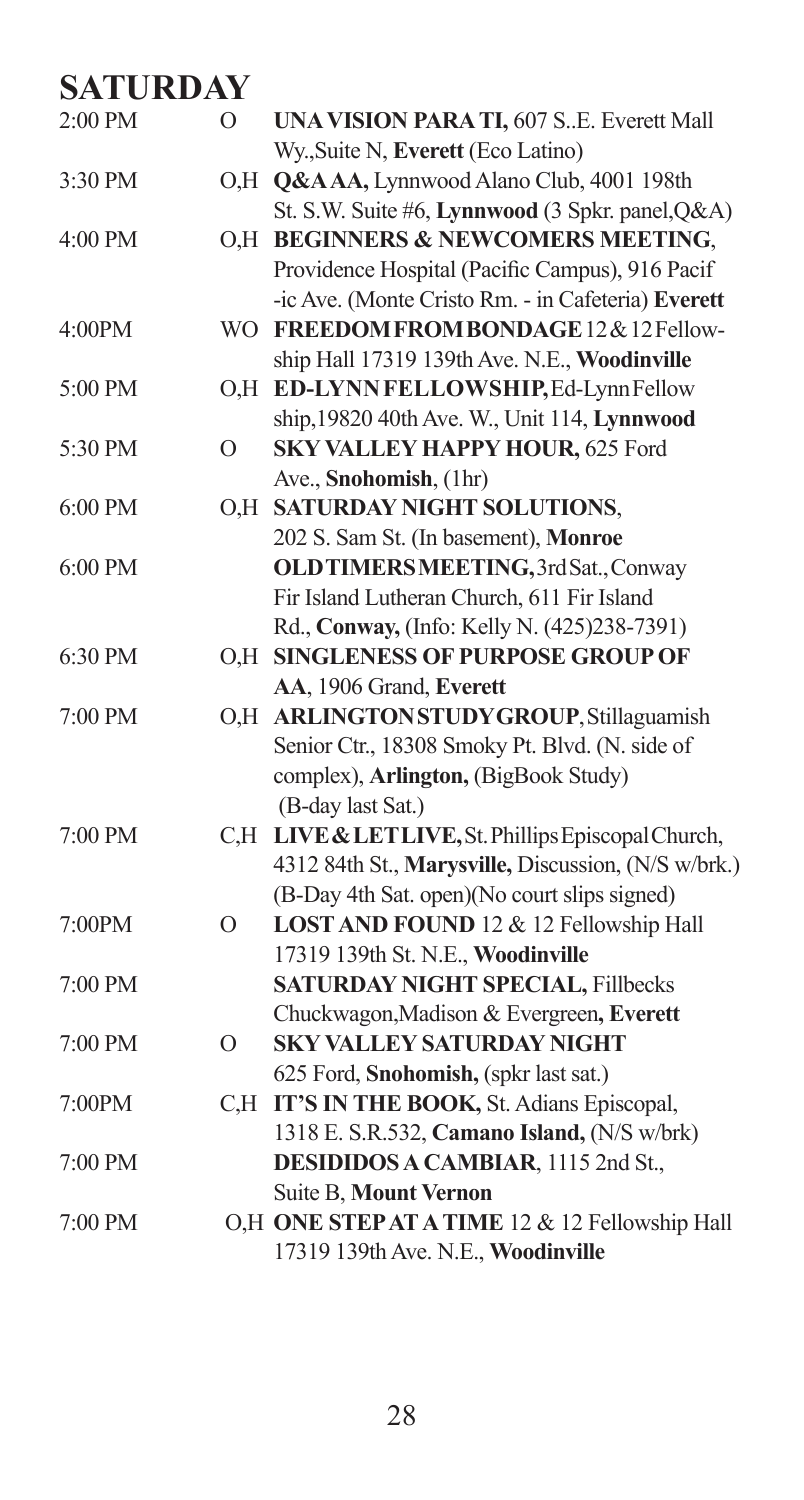# SATURDAY

| Time | Code | Meeting |
|---|---|---|
| 2:00 PM | O | **UNA VISION PARA TI,** 607 S..E. Everett Mall Wy.,Suite N, **Everett** (Eco Latino) |
| 3:30 PM | O,H | **Q&A AA,** Lynnwood Alano Club, 4001 198th St. S.W. Suite #6, **Lynnwood** (3 Spkr. panel,Q&A) |
| 4:00 PM | O,H | **BEGINNERS & NEWCOMERS MEETING**, Providence Hospital (Pacific Campus), 916 Pacif -ic Ave. (Monte Cristo Rm. - in Cafeteria) **Everett** |
| 4:00PM | WO | **FREEDOM FROM BONDAGE** 12 & 12 Fellow-ship Hall 17319 139th Ave. N.E., **Woodinville** |
| 5:00 PM | O,H | **ED-LYNN FELLOWSHIP,** Ed-Lynn Fellow ship,19820 40th Ave. W., Unit 114, **Lynnwood** |
| 5:30 PM | O | **SKY VALLEY HAPPY HOUR,** 625 Ford Ave., **Snohomish**, (1hr) |
| 6:00 PM | O,H | **SATURDAY NIGHT SOLUTIONS**, 202 S. Sam St. (In basement), **Monroe** |
| 6:00 PM | | **OLD TIMERS MEETING,** 3rd Sat., Conway Fir Island Lutheran Church, 611 Fir Island Rd., **Conway,** (Info: Kelly N. (425)238-7391) |
| 6:30 PM | O,H | **SINGLENESS OF PURPOSE GROUP OF AA**, 1906 Grand, **Everett** |
| 7:00 PM | O,H | **ARLINGTON STUDY GROUP**, Stillaguamish Senior Ctr., 18308 Smoky Pt. Blvd. (N. side of complex), **Arlington,** (BigBook Study) (B-day last Sat.) |
| 7:00 PM | C,H | **LIVE & LET LIVE,** St. Phillips Episcopal Church, 4312 84th St., **Marysville,** Discussion, (N/S w/brk.) (B-Day 4th Sat. open)(No court slips signed) |
| 7:00PM | O | **LOST AND FOUND** 12 & 12 Fellowship Hall 17319 139th St. N.E., **Woodinville** |
| 7:00 PM | | **SATURDAY NIGHT SPECIAL,** Fillbecks Chuckwagon,Madison & Evergreen**, Everett** |
| 7:00 PM | O | **SKY VALLEY SATURDAY NIGHT** 625 Ford, **Snohomish,** (spkr last sat.) |
| 7:00PM | C,H | **IT'S IN THE BOOK,** St. Adians Episcopal, 1318 E. S.R.532, **Camano Island,** (N/S w/brk) |
| 7:00 PM | | **DESIDIDOS A CAMBIAR**, 1115 2nd St., Suite B, **Mount Vernon** |
| 7:00 PM | O,H | **ONE STEP AT A TIME** 12 & 12 Fellowship Hall 17319 139th Ave. N.E., **Woodinville** |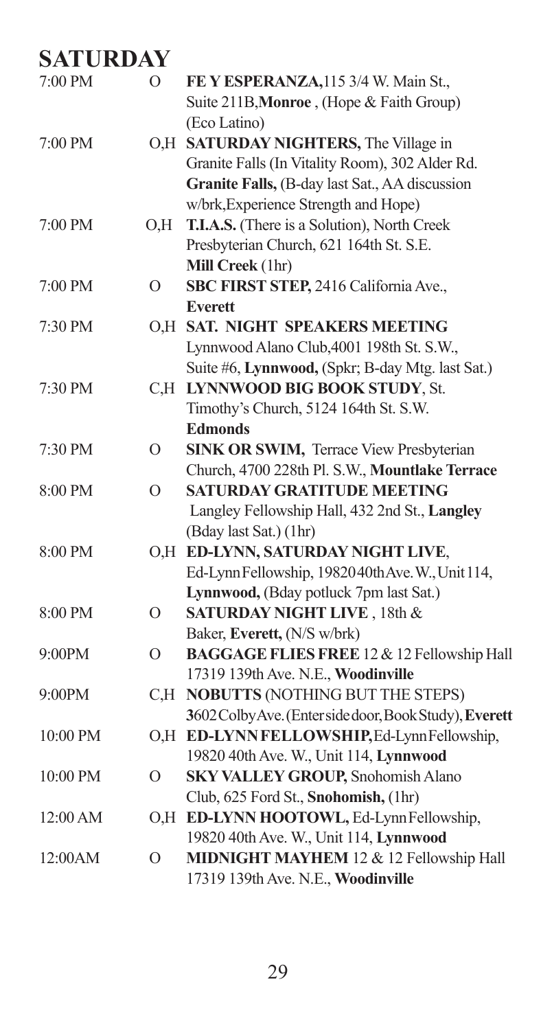# SATURDAY

| | | |
|---|---|---|
| 7:00 PM | O | **FE Y ESPERANZA,** 115 3/4 W. Main St., Suite 211B, **Monroe** , (Hope & Faith Group) (Eco Latino) |
| 7:00 PM | O,H | **SATURDAY NIGHTERS,** The Village in Granite Falls (In Vitality Room), 302 Alder Rd. **Granite Falls,** (B-day last Sat., AA discussion w/brk, Experience Strength and Hope) |
| 7:00 PM | O,H | **T.I.A.S.** (There is a Solution), North Creek Presbyterian Church, 621 164th St. S.E. **Mill Creek** (1hr) |
| 7:00 PM | O | **SBC FIRST STEP,** 2416 California Ave., **Everett** |
| 7:30 PM | O,H | **SAT. NIGHT SPEAKERS MEETING** Lynnwood Alano Club, 4001 198th St. S.W., Suite #6, **Lynnwood,** (Spkr; B-day Mtg. last Sat.) |
| 7:30 PM | C,H | **LYNNWOOD BIG BOOK STUDY**, St. Timothy's Church, 5124 164th St. S.W. **Edmonds** |
| 7:30 PM | O | **SINK OR SWIM,** Terrace View Presbyterian Church, 4700 228th Pl. S.W., **Mountlake Terrace** |
| 8:00 PM | O | **SATURDAY GRATITUDE MEETING** Langley Fellowship Hall, 432 2nd St., **Langley** (Bday last Sat.) (1hr) |
| 8:00 PM | O,H | **ED-LYNN, SATURDAY NIGHT LIVE**, Ed-Lynn Fellowship, 19820 40th Ave. W., Unit 114, **Lynnwood,** (Bday potluck 7pm last Sat.) |
| 8:00 PM | O | **SATURDAY NIGHT LIVE** , 18th & Baker, **Everett,** (N/S w/brk) |
| 9:00PM | O | **BAGGAGE FLIES FREE** 12 & 12 Fellowship Hall 17319 139th Ave. N.E., **Woodinville** |
| 9:00PM | C,H | **NOBUTTS** (NOTHING BUT THE STEPS) **3**602 Colby Ave. (Enter side door, Book Study), **Everett** |
| 10:00 PM | O,H | **ED-LYNN FELLOWSHIP,** Ed-Lynn Fellowship, 19820 40th Ave. W., Unit 114, **Lynnwood** |
| 10:00 PM | O | **SKY VALLEY GROUP,** Snohomish Alano Club, 625 Ford St., **Snohomish,** (1hr) |
| 12:00 AM | O,H | **ED-LYNN HOOTOWL,** Ed-Lynn Fellowship, 19820 40th Ave. W., Unit 114, **Lynnwood** |
| 12:00AM | O | **MIDNIGHT MAYHEM** 12 & 12 Fellowship Hall 17319 139th Ave. N.E., **Woodinville** |